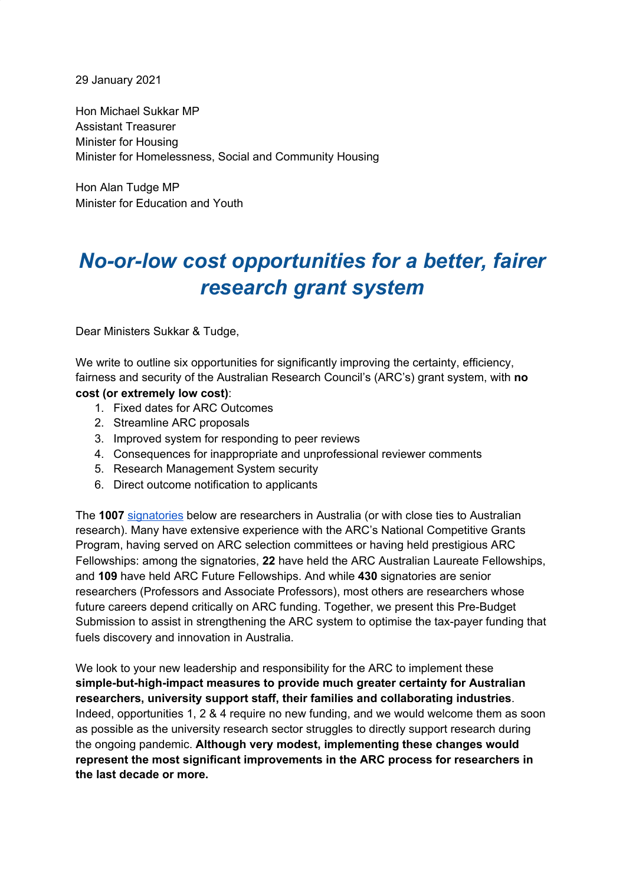29 January 2021

Hon Michael Sukkar MP
Assistant Treasurer
Minister for Housing
Minister for Homelessness, Social and Community Housing

Hon Alan Tudge MP
Minister for Education and Youth

# *No-or-low cost opportunities for a better, fairer research grant system*

Dear Ministers Sukkar & Tudge,

We write to outline six opportunities for significantly improving the certainty, efficiency, fairness and security of the Australian Research Council's (ARC's) grant system, with **no cost (or extremely low cost)**:

1. Fixed dates for ARC Outcomes
2. Streamline ARC proposals
3. Improved system for responding to peer reviews
4. Consequences for inappropriate and unprofessional reviewer comments
5. Research Management System security
6. Direct outcome notification to applicants

The **1007** signatories below are researchers in Australia (or with close ties to Australian research). Many have extensive experience with the ARC's National Competitive Grants Program, having served on ARC selection committees or having held prestigious ARC Fellowships: among the signatories, **22** have held the ARC Australian Laureate Fellowships, and **109** have held ARC Future Fellowships. And while **430** signatories are senior researchers (Professors and Associate Professors), most others are researchers whose future careers depend critically on ARC funding. Together, we present this Pre-Budget Submission to assist in strengthening the ARC system to optimise the tax-payer funding that fuels discovery and innovation in Australia.

We look to your new leadership and responsibility for the ARC to implement these **simple-but-high-impact measures to provide much greater certainty for Australian researchers, university support staff, their families and collaborating industries**. Indeed, opportunities 1, 2 & 4 require no new funding, and we would welcome them as soon as possible as the university research sector struggles to directly support research during the ongoing pandemic. **Although very modest, implementing these changes would represent the most significant improvements in the ARC process for researchers in the last decade or more.**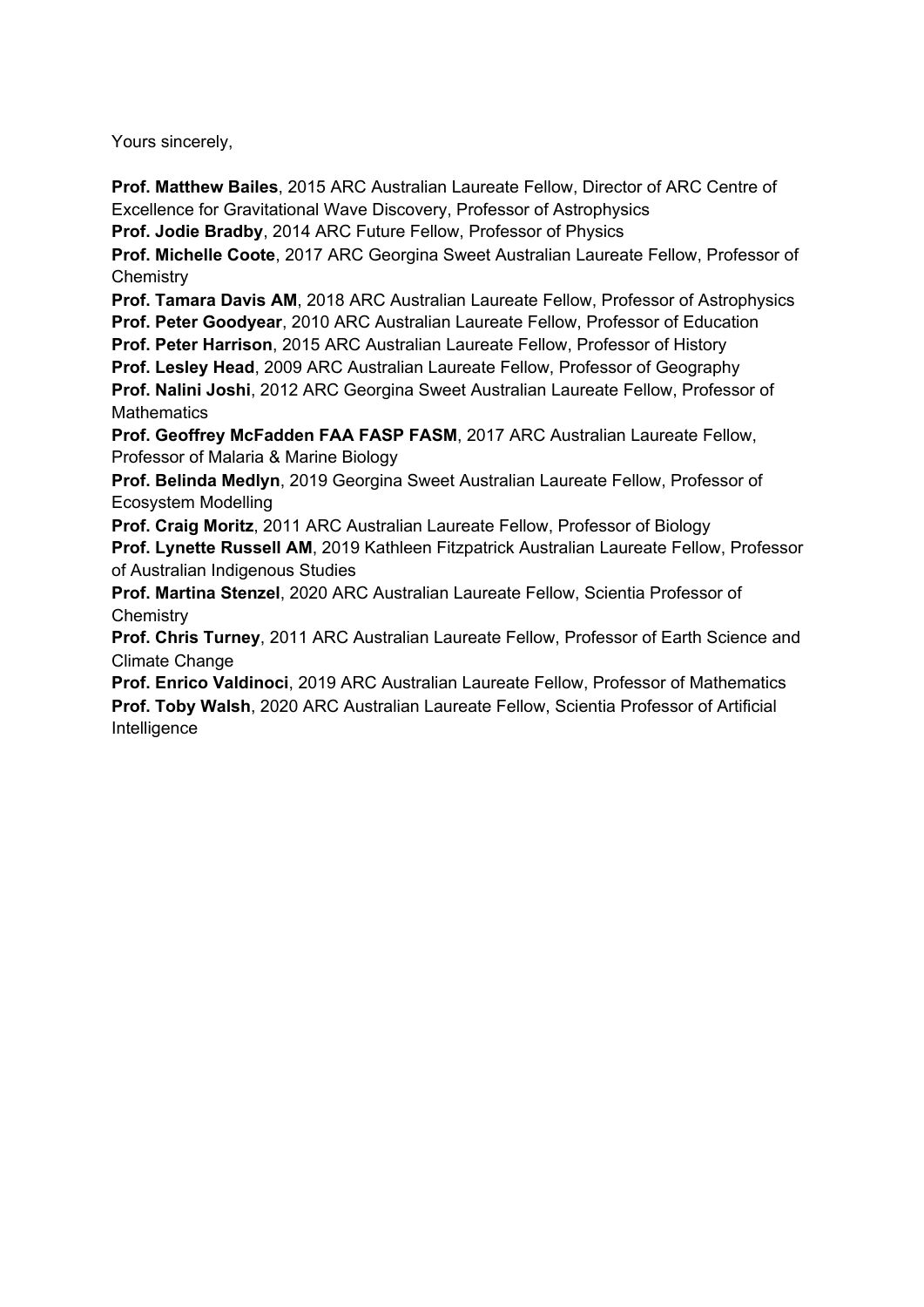Yours sincerely,

**Prof. Matthew Bailes**, 2015 ARC Australian Laureate Fellow, Director of ARC Centre of Excellence for Gravitational Wave Discovery, Professor of Astrophysics
**Prof. Jodie Bradby**, 2014 ARC Future Fellow, Professor of Physics
**Prof. Michelle Coote**, 2017 ARC Georgina Sweet Australian Laureate Fellow, Professor of Chemistry
**Prof. Tamara Davis AM**, 2018 ARC Australian Laureate Fellow, Professor of Astrophysics
**Prof. Peter Goodyear**, 2010 ARC Australian Laureate Fellow, Professor of Education
**Prof. Peter Harrison**, 2015 ARC Australian Laureate Fellow, Professor of History
**Prof. Lesley Head**, 2009 ARC Australian Laureate Fellow, Professor of Geography
**Prof. Nalini Joshi**, 2012 ARC Georgina Sweet Australian Laureate Fellow, Professor of Mathematics
**Prof. Geoffrey McFadden FAA FASP FASM**, 2017 ARC Australian Laureate Fellow, Professor of Malaria & Marine Biology
**Prof. Belinda Medlyn**, 2019 Georgina Sweet Australian Laureate Fellow, Professor of Ecosystem Modelling
**Prof. Craig Moritz**, 2011 ARC Australian Laureate Fellow, Professor of Biology
**Prof. Lynette Russell AM**, 2019 Kathleen Fitzpatrick Australian Laureate Fellow, Professor of Australian Indigenous Studies
**Prof. Martina Stenzel**, 2020 ARC Australian Laureate Fellow, Scientia Professor of Chemistry
**Prof. Chris Turney**, 2011 ARC Australian Laureate Fellow, Professor of Earth Science and Climate Change
**Prof. Enrico Valdinoci**, 2019 ARC Australian Laureate Fellow, Professor of Mathematics
**Prof. Toby Walsh**, 2020 ARC Australian Laureate Fellow, Scientia Professor of Artificial Intelligence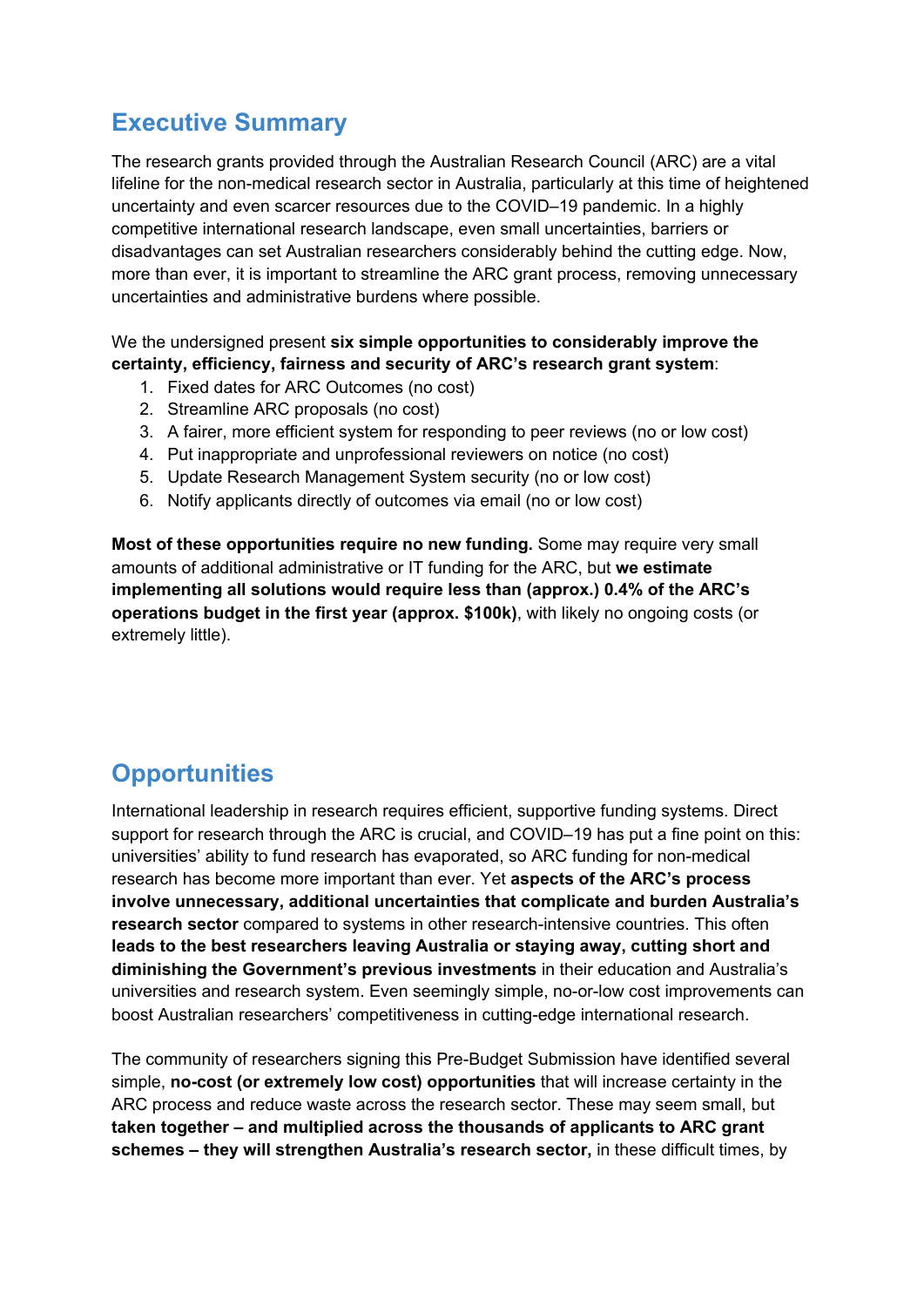## Executive Summary

The research grants provided through the Australian Research Council (ARC) are a vital lifeline for the non-medical research sector in Australia, particularly at this time of heightened uncertainty and even scarcer resources due to the COVID–19 pandemic. In a highly competitive international research landscape, even small uncertainties, barriers or disadvantages can set Australian researchers considerably behind the cutting edge. Now, more than ever, it is important to streamline the ARC grant process, removing unnecessary uncertainties and administrative burdens where possible.

We the undersigned present **six simple opportunities to considerably improve the certainty, efficiency, fairness and security of ARC's research grant system**:

1. Fixed dates for ARC Outcomes (no cost)
2. Streamline ARC proposals (no cost)
3. A fairer, more efficient system for responding to peer reviews (no or low cost)
4. Put inappropriate and unprofessional reviewers on notice (no cost)
5. Update Research Management System security (no or low cost)
6. Notify applicants directly of outcomes via email (no or low cost)

**Most of these opportunities require no new funding.** Some may require very small amounts of additional administrative or IT funding for the ARC, but **we estimate implementing all solutions would require less than (approx.) 0.4% of the ARC's operations budget in the first year (approx. $100k)**, with likely no ongoing costs (or extremely little).

## Opportunities

International leadership in research requires efficient, supportive funding systems. Direct support for research through the ARC is crucial, and COVID–19 has put a fine point on this: universities' ability to fund research has evaporated, so ARC funding for non-medical research has become more important than ever. Yet **aspects of the ARC's process involve unnecessary, additional uncertainties that complicate and burden Australia's research sector** compared to systems in other research-intensive countries. This often **leads to the best researchers leaving Australia or staying away, cutting short and diminishing the Government's previous investments** in their education and Australia's universities and research system. Even seemingly simple, no-or-low cost improvements can boost Australian researchers' competitiveness in cutting-edge international research.

The community of researchers signing this Pre-Budget Submission have identified several simple, **no-cost (or extremely low cost) opportunities** that will increase certainty in the ARC process and reduce waste across the research sector. These may seem small, but **taken together – and multiplied across the thousands of applicants to ARC grant schemes – they will strengthen Australia's research sector,** in these difficult times, by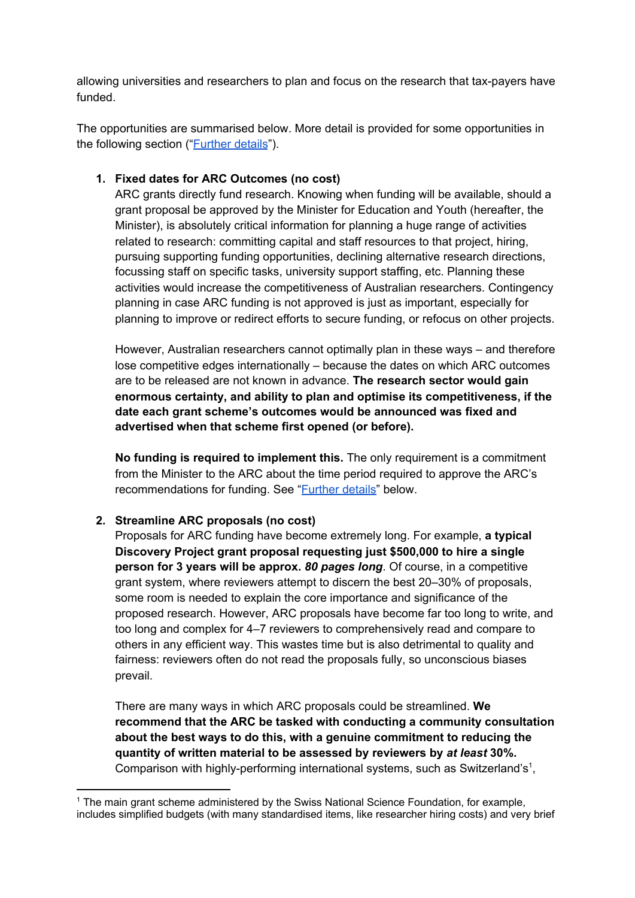allowing universities and researchers to plan and focus on the research that tax-payers have funded.

The opportunities are summarised below. More detail is provided for some opportunities in the following section ("Further details").

1. **Fixed dates for ARC Outcomes (no cost)**
   ARC grants directly fund research. Knowing when funding will be available, should a grant proposal be approved by the Minister for Education and Youth (hereafter, the Minister), is absolutely critical information for planning a huge range of activities related to research: committing capital and staff resources to that project, hiring, pursuing supporting funding opportunities, declining alternative research directions, focussing staff on specific tasks, university support staffing, etc. Planning these activities would increase the competitiveness of Australian researchers. Contingency planning in case ARC funding is not approved is just as important, especially for planning to improve or redirect efforts to secure funding, or refocus on other projects.

   However, Australian researchers cannot optimally plan in these ways – and therefore lose competitive edges internationally – because the dates on which ARC outcomes are to be released are not known in advance. **The research sector would gain enormous certainty, and ability to plan and optimise its competitiveness, if the date each grant scheme's outcomes would be announced was fixed and advertised when that scheme first opened (or before).**

   **No funding is required to implement this.** The only requirement is a commitment from the Minister to the ARC about the time period required to approve the ARC's recommendations for funding. See "Further details" below.

2. **Streamline ARC proposals (no cost)**
   Proposals for ARC funding have become extremely long. For example, **a typical Discovery Project grant proposal requesting just $500,000 to hire a single person for 3 years will be approx. *80 pages long***. Of course, in a competitive grant system, where reviewers attempt to discern the best 20–30% of proposals, some room is needed to explain the core importance and significance of the proposed research. However, ARC proposals have become far too long to write, and too long and complex for 4–7 reviewers to comprehensively read and compare to others in any efficient way. This wastes time but is also detrimental to quality and fairness: reviewers often do not read the proposals fully, so unconscious biases prevail.

   There are many ways in which ARC proposals could be streamlined. **We recommend that the ARC be tasked with conducting a community consultation about the best ways to do this, with a genuine commitment to reducing the quantity of written material to be assessed by reviewers by *at least* 30%.** Comparison with highly-performing international systems, such as Switzerland's[1],

[1] The main grant scheme administered by the Swiss National Science Foundation, for example, includes simplified budgets (with many standardised items, like researcher hiring costs) and very brief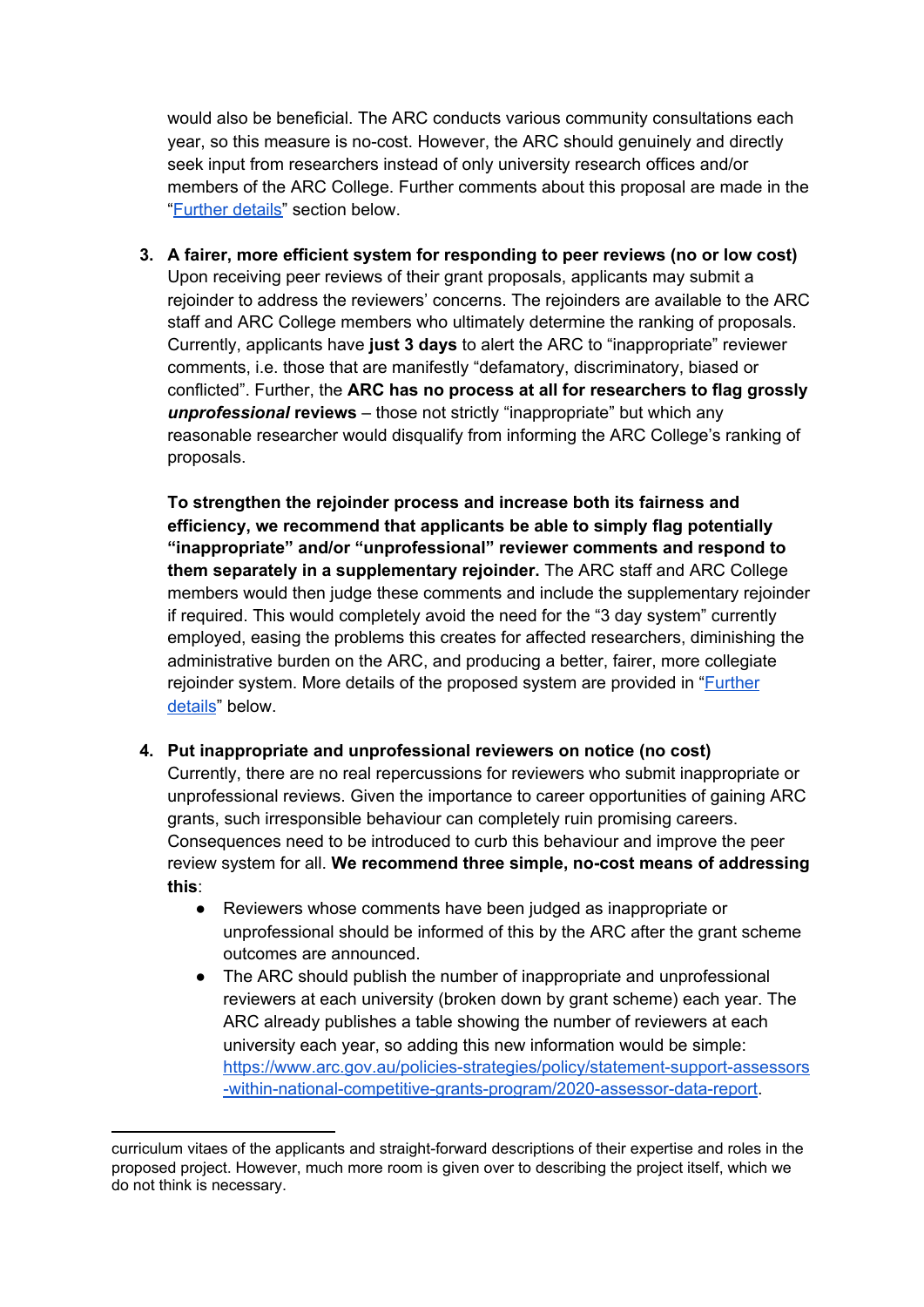would also be beneficial. The ARC conducts various community consultations each year, so this measure is no-cost. However, the ARC should genuinely and directly seek input from researchers instead of only university research offices and/or members of the ARC College. Further comments about this proposal are made in the "[Further details](#)" section below.

3. **A fairer, more efficient system for responding to peer reviews (no or low cost)**
   Upon receiving peer reviews of their grant proposals, applicants may submit a rejoinder to address the reviewers' concerns. The rejoinders are available to the ARC staff and ARC College members who ultimately determine the ranking of proposals. Currently, applicants have **just 3 days** to alert the ARC to "inappropriate" reviewer comments, i.e. those that are manifestly "defamatory, discriminatory, biased or conflicted". Further, the **ARC has no process at all for researchers to flag grossly *unprofessional* reviews** – those not strictly "inappropriate" but which any reasonable researcher would disqualify from informing the ARC College's ranking of proposals.

   **To strengthen the rejoinder process and increase both its fairness and efficiency, we recommend that applicants be able to simply flag potentially "inappropriate" and/or "unprofessional" reviewer comments and respond to them separately in a supplementary rejoinder.** The ARC staff and ARC College members would then judge these comments and include the supplementary rejoinder if required. This would completely avoid the need for the "3 day system" currently employed, easing the problems this creates for affected researchers, diminishing the administrative burden on the ARC, and producing a better, fairer, more collegiate rejoinder system. More details of the proposed system are provided in "[Further details](#)" below.

4. **Put inappropriate and unprofessional reviewers on notice (no cost)**
   Currently, there are no real repercussions for reviewers who submit inappropriate or unprofessional reviews. Given the importance to career opportunities of gaining ARC grants, such irresponsible behaviour can completely ruin promising careers. Consequences need to be introduced to curb this behaviour and improve the peer review system for all. **We recommend three simple, no-cost means of addressing this**:
   - Reviewers whose comments have been judged as inappropriate or unprofessional should be informed of this by the ARC after the grant scheme outcomes are announced.
   - The ARC should publish the number of inappropriate and unprofessional reviewers at each university (broken down by grant scheme) each year. The ARC already publishes a table showing the number of reviewers at each university each year, so adding this new information would be simple: https://www.arc.gov.au/policies-strategies/policy/statement-support-assessors-within-national-competitive-grants-program/2020-assessor-data-report.

---

curriculum vitaes of the applicants and straight-forward descriptions of their expertise and roles in the proposed project. However, much more room is given over to describing the project itself, which we do not think is necessary.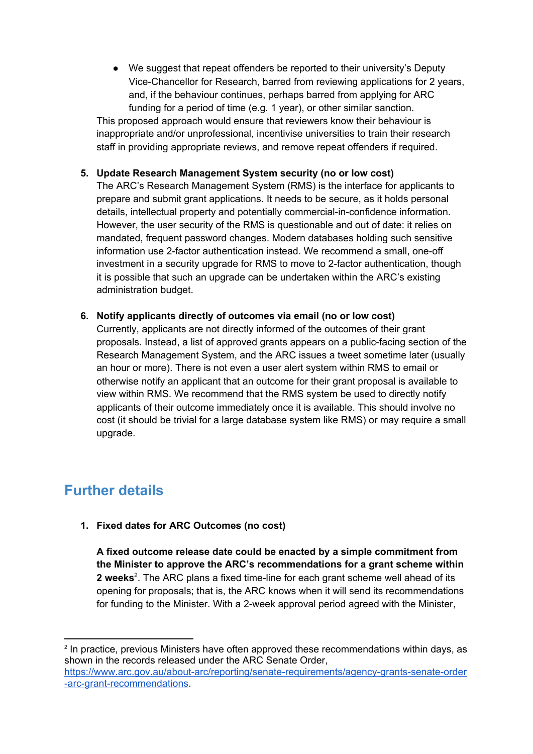- We suggest that repeat offenders be reported to their university's Deputy Vice-Chancellor for Research, barred from reviewing applications for 2 years, and, if the behaviour continues, perhaps barred from applying for ARC funding for a period of time (e.g. 1 year), or other similar sanction.

This proposed approach would ensure that reviewers know their behaviour is inappropriate and/or unprofessional, incentivise universities to train their research staff in providing appropriate reviews, and remove repeat offenders if required.

5. **Update Research Management System security (no or low cost)**
   The ARC's Research Management System (RMS) is the interface for applicants to prepare and submit grant applications. It needs to be secure, as it holds personal details, intellectual property and potentially commercial-in-confidence information. However, the user security of the RMS is questionable and out of date: it relies on mandated, frequent password changes. Modern databases holding such sensitive information use 2-factor authentication instead. We recommend a small, one-off investment in a security upgrade for RMS to move to 2-factor authentication, though it is possible that such an upgrade can be undertaken within the ARC's existing administration budget.

6. **Notify applicants directly of outcomes via email (no or low cost)**
   Currently, applicants are not directly informed of the outcomes of their grant proposals. Instead, a list of approved grants appears on a public-facing section of the Research Management System, and the ARC issues a tweet sometime later (usually an hour or more). There is not even a user alert system within RMS to email or otherwise notify an applicant that an outcome for their grant proposal is available to view within RMS. We recommend that the RMS system be used to directly notify applicants of their outcome immediately once it is available. This should involve no cost (it should be trivial for a large database system like RMS) or may require a small upgrade.

## Further details

1. **Fixed dates for ARC Outcomes (no cost)**

   **A fixed outcome release date could be enacted by a simple commitment from the Minister to approve the ARC's recommendations for a grant scheme within 2 weeks**[2]. The ARC plans a fixed time-line for each grant scheme well ahead of its opening for proposals; that is, the ARC knows when it will send its recommendations for funding to the Minister. With a 2-week approval period agreed with the Minister,

---

[2] In practice, previous Ministers have often approved these recommendations within days, as shown in the records released under the ARC Senate Order, https://www.arc.gov.au/about-arc/reporting/senate-requirements/agency-grants-senate-order-arc-grant-recommendations.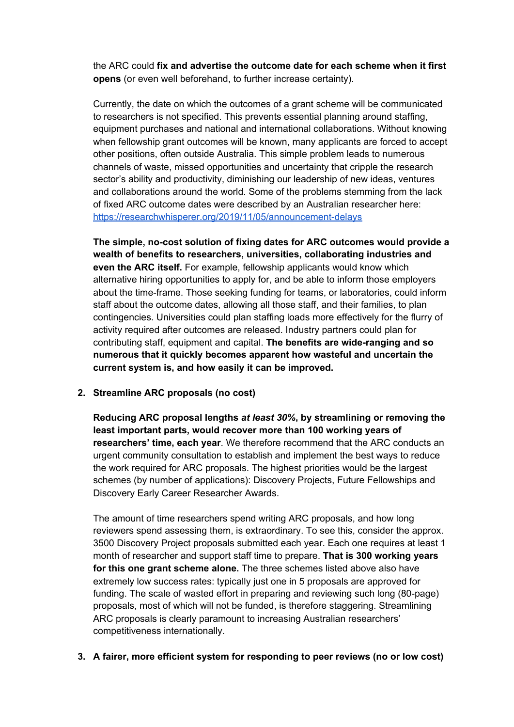the ARC could **fix and advertise the outcome date for each scheme when it first opens** (or even well beforehand, to further increase certainty).

Currently, the date on which the outcomes of a grant scheme will be communicated to researchers is not specified. This prevents essential planning around staffing, equipment purchases and national and international collaborations. Without knowing when fellowship grant outcomes will be known, many applicants are forced to accept other positions, often outside Australia. This simple problem leads to numerous channels of waste, missed opportunities and uncertainty that cripple the research sector's ability and productivity, diminishing our leadership of new ideas, ventures and collaborations around the world. Some of the problems stemming from the lack of fixed ARC outcome dates were described by an Australian researcher here: [https://researchwhisperer.org/2019/11/05/announcement-delays](https://researchwhisperer.org/2019/11/05/announcement-delays)

**The simple, no-cost solution of fixing dates for ARC outcomes would provide a wealth of benefits to researchers, universities, collaborating industries and even the ARC itself.** For example, fellowship applicants would know which alternative hiring opportunities to apply for, and be able to inform those employers about the time-frame. Those seeking funding for teams, or laboratories, could inform staff about the outcome dates, allowing all those staff, and their families, to plan contingencies. Universities could plan staffing loads more effectively for the flurry of activity required after outcomes are released. Industry partners could plan for contributing staff, equipment and capital. **The benefits are wide-ranging and so numerous that it quickly becomes apparent how wasteful and uncertain the current system is, and how easily it can be improved.**

2. **Streamline ARC proposals (no cost)**

   **Reducing ARC proposal lengths *at least 30%*, by streamlining or removing the least important parts, would recover more than 100 working years of researchers' time, each year**. We therefore recommend that the ARC conducts an urgent community consultation to establish and implement the best ways to reduce the work required for ARC proposals. The highest priorities would be the largest schemes (by number of applications): Discovery Projects, Future Fellowships and Discovery Early Career Researcher Awards.

   The amount of time researchers spend writing ARC proposals, and how long reviewers spend assessing them, is extraordinary. To see this, consider the approx. 3500 Discovery Project proposals submitted each year. Each one requires at least 1 month of researcher and support staff time to prepare. **That is 300 working years for this one grant scheme alone.** The three schemes listed above also have extremely low success rates: typically just one in 5 proposals are approved for funding. The scale of wasted effort in preparing and reviewing such long (80-page) proposals, most of which will not be funded, is therefore staggering. Streamlining ARC proposals is clearly paramount to increasing Australian researchers' competitiveness internationally.

3. **A fairer, more efficient system for responding to peer reviews (no or low cost)**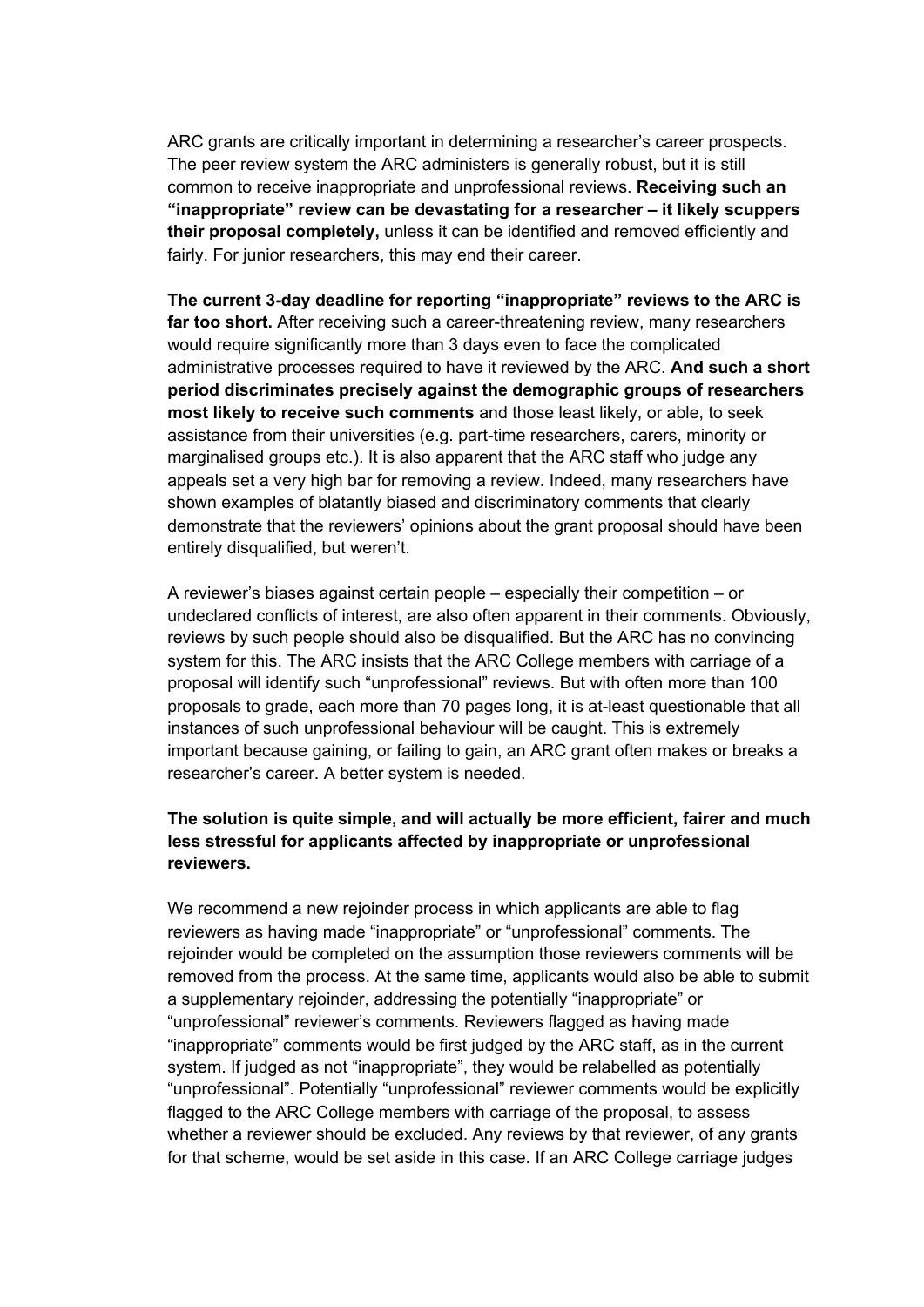ARC grants are critically important in determining a researcher's career prospects. The peer review system the ARC administers is generally robust, but it is still common to receive inappropriate and unprofessional reviews. **Receiving such an "inappropriate" review can be devastating for a researcher – it likely scuppers their proposal completely,** unless it can be identified and removed efficiently and fairly. For junior researchers, this may end their career.

**The current 3-day deadline for reporting "inappropriate" reviews to the ARC is far too short.** After receiving such a career-threatening review, many researchers would require significantly more than 3 days even to face the complicated administrative processes required to have it reviewed by the ARC. **And such a short period discriminates precisely against the demographic groups of researchers most likely to receive such comments** and those least likely, or able, to seek assistance from their universities (e.g. part-time researchers, carers, minority or marginalised groups etc.). It is also apparent that the ARC staff who judge any appeals set a very high bar for removing a review. Indeed, many researchers have shown examples of blatantly biased and discriminatory comments that clearly demonstrate that the reviewers' opinions about the grant proposal should have been entirely disqualified, but weren't.

A reviewer's biases against certain people – especially their competition – or undeclared conflicts of interest, are also often apparent in their comments. Obviously, reviews by such people should also be disqualified. But the ARC has no convincing system for this. The ARC insists that the ARC College members with carriage of a proposal will identify such "unprofessional" reviews. But with often more than 100 proposals to grade, each more than 70 pages long, it is at-least questionable that all instances of such unprofessional behaviour will be caught. This is extremely important because gaining, or failing to gain, an ARC grant often makes or breaks a researcher's career. A better system is needed.

**The solution is quite simple, and will actually be more efficient, fairer and much less stressful for applicants affected by inappropriate or unprofessional reviewers.**

We recommend a new rejoinder process in which applicants are able to flag reviewers as having made "inappropriate" or "unprofessional" comments. The rejoinder would be completed on the assumption those reviewers comments will be removed from the process. At the same time, applicants would also be able to submit a supplementary rejoinder, addressing the potentially "inappropriate" or "unprofessional" reviewer's comments. Reviewers flagged as having made "inappropriate" comments would be first judged by the ARC staff, as in the current system. If judged as not "inappropriate", they would be relabelled as potentially "unprofessional". Potentially "unprofessional" reviewer comments would be explicitly flagged to the ARC College members with carriage of the proposal, to assess whether a reviewer should be excluded. Any reviews by that reviewer, of any grants for that scheme, would be set aside in this case. If an ARC College carriage judges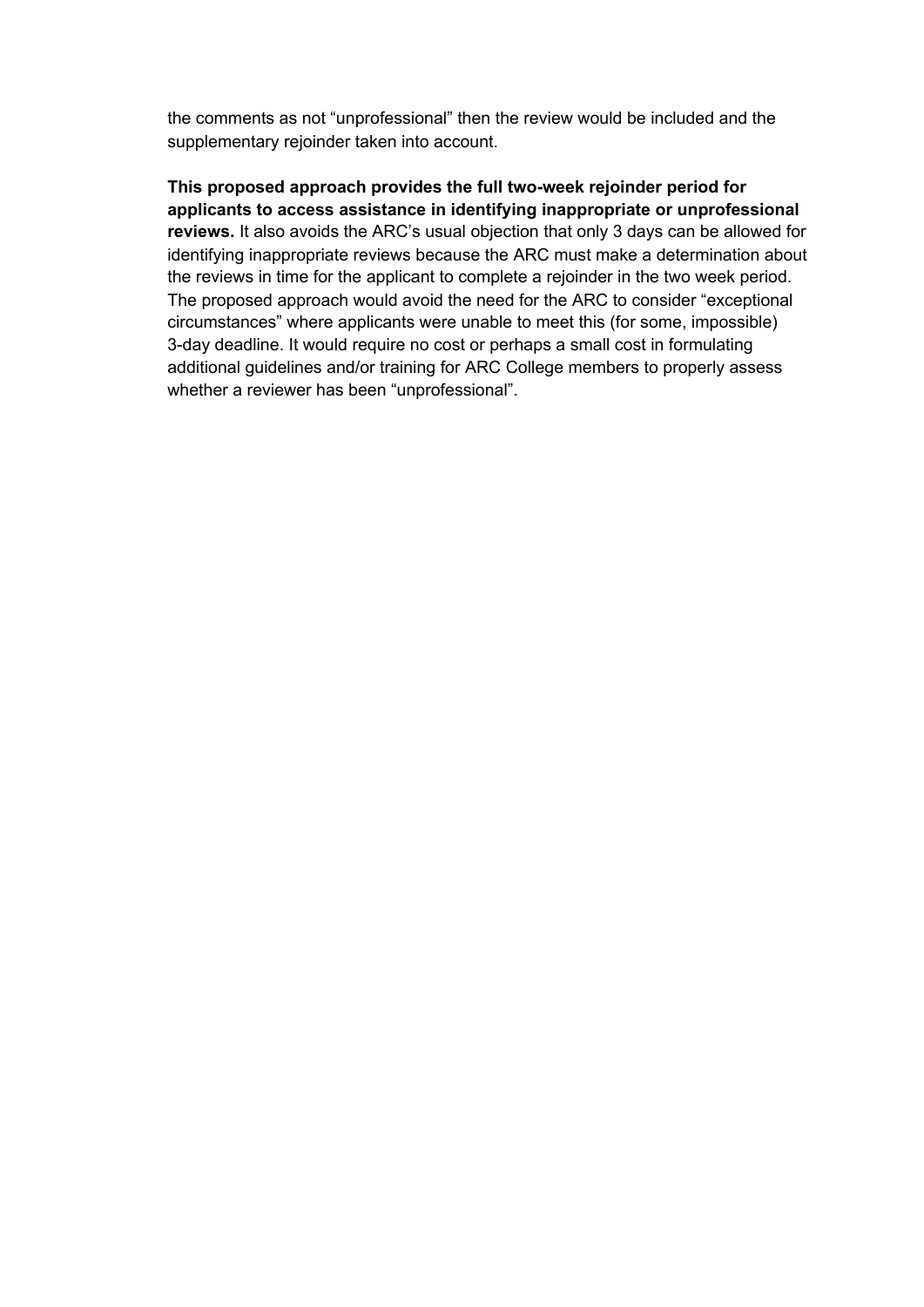the comments as not “unprofessional” then the review would be included and the supplementary rejoinder taken into account.

**This proposed approach provides the full two-week rejoinder period for applicants to access assistance in identifying inappropriate or unprofessional reviews.** It also avoids the ARC’s usual objection that only 3 days can be allowed for identifying inappropriate reviews because the ARC must make a determination about the reviews in time for the applicant to complete a rejoinder in the two week period. The proposed approach would avoid the need for the ARC to consider “exceptional circumstances” where applicants were unable to meet this (for some, impossible) 3-day deadline. It would require no cost or perhaps a small cost in formulating additional guidelines and/or training for ARC College members to properly assess whether a reviewer has been “unprofessional”.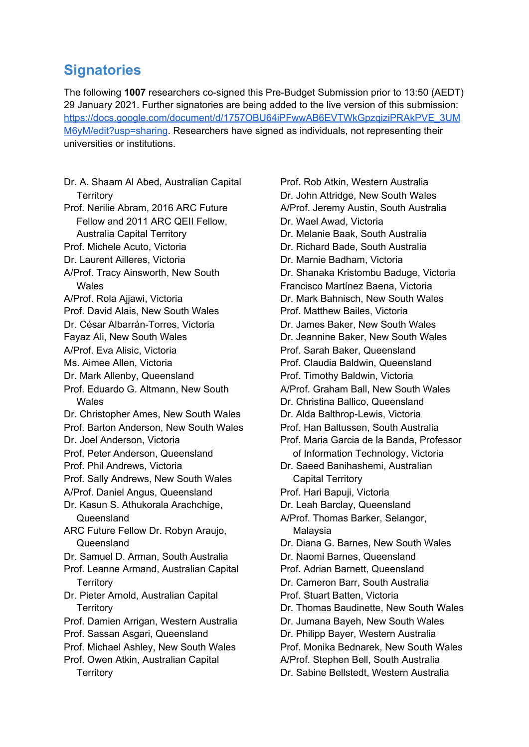## Signatories

The following **1007** researchers co-signed this Pre-Budget Submission prior to 13:50 (AEDT) 29 January 2021. Further signatories are being added to the live version of this submission: [https://docs.google.com/document/d/1757OBU64iPFwwAB6EVTWkGpzqiziPRAkPVE_3UMM6yM/edit?usp=sharing](https://docs.google.com/document/d/1757OBU64iPFwwAB6EVTWkGpzqiziPRAkPVE_3UMM6yM/edit?usp=sharing). Researchers have signed as individuals, not representing their universities or institutions.

Dr. A. Shaam Al Abed, Australian Capital Territory
Prof. Nerilie Abram, 2016 ARC Future Fellow and 2011 ARC QEII Fellow, Australia Capital Territory
Prof. Michele Acuto, Victoria
Dr. Laurent Ailleres, Victoria
A/Prof. Tracy Ainsworth, New South Wales
A/Prof. Rola Ajjawi, Victoria
Prof. David Alais, New South Wales
Dr. César Albarrán-Torres, Victoria
Fayaz Ali, New South Wales
A/Prof. Eva Alisic, Victoria
Ms. Aimee Allen, Victoria
Dr. Mark Allenby, Queensland
Prof. Eduardo G. Altmann, New South Wales
Dr. Christopher Ames, New South Wales
Prof. Barton Anderson, New South Wales
Dr. Joel Anderson, Victoria
Prof. Peter Anderson, Queensland
Prof. Phil Andrews, Victoria
Prof. Sally Andrews, New South Wales
A/Prof. Daniel Angus, Queensland
Dr. Kasun S. Athukorala Arachchige, Queensland
ARC Future Fellow Dr. Robyn Araujo, Queensland
Dr. Samuel D. Arman, South Australia
Prof. Leanne Armand, Australian Capital Territory
Dr. Pieter Arnold, Australian Capital Territory
Prof. Damien Arrigan, Western Australia
Prof. Sassan Asgari, Queensland
Prof. Michael Ashley, New South Wales
Prof. Owen Atkin, Australian Capital Territory
Prof. Rob Atkin, Western Australia
Dr. John Attridge, New South Wales
A/Prof. Jeremy Austin, South Australia
Dr. Wael Awad, Victoria
Dr. Melanie Baak, South Australia
Dr. Richard Bade, South Australia
Dr. Marnie Badham, Victoria
Dr. Shanaka Kristombu Baduge, Victoria
Francisco Martínez Baena, Victoria
Dr. Mark Bahnisch, New South Wales
Prof. Matthew Bailes, Victoria
Dr. James Baker, New South Wales
Dr. Jeannine Baker, New South Wales
Prof. Sarah Baker, Queensland
Prof. Claudia Baldwin, Queensland
Prof. Timothy Baldwin, Victoria
A/Prof. Graham Ball, New South Wales
Dr. Christina Ballico, Queensland
Dr. Alda Balthrop-Lewis, Victoria
Prof. Han Baltussen, South Australia
Prof. Maria Garcia de la Banda, Professor of Information Technology, Victoria
Dr. Saeed Banihashemi, Australian Capital Territory
Prof. Hari Bapuji, Victoria
Dr. Leah Barclay, Queensland
A/Prof. Thomas Barker, Selangor, Malaysia
Dr. Diana G. Barnes, New South Wales
Dr. Naomi Barnes, Queensland
Prof. Adrian Barnett, Queensland
Dr. Cameron Barr, South Australia
Prof. Stuart Batten, Victoria
Dr. Thomas Baudinette, New South Wales
Dr. Jumana Bayeh, New South Wales
Dr. Philipp Bayer, Western Australia
Prof. Monika Bednarek, New South Wales
A/Prof. Stephen Bell, South Australia
Dr. Sabine Bellstedt, Western Australia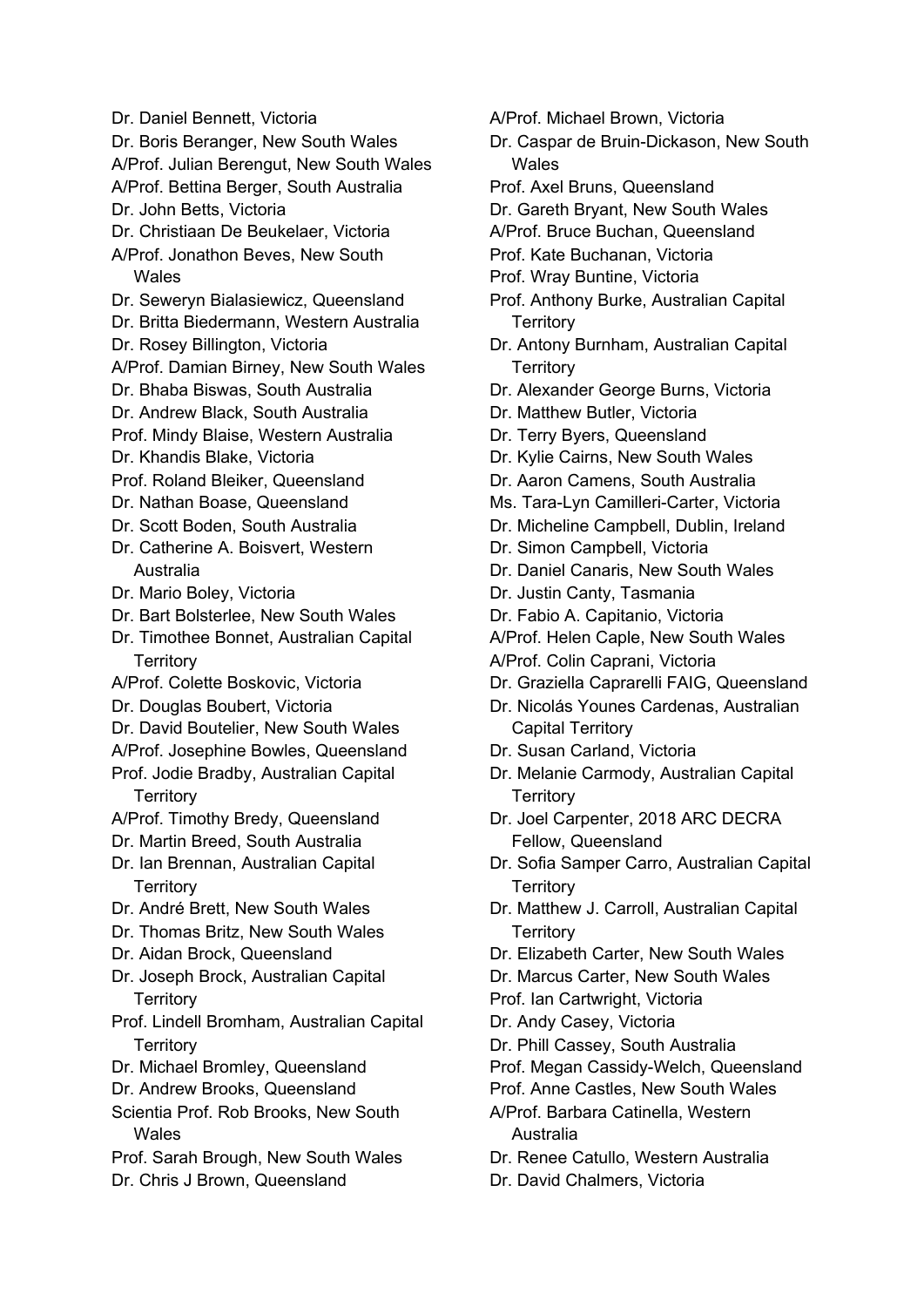Dr. Daniel Bennett, Victoria
Dr. Boris Beranger, New South Wales
A/Prof. Julian Berengut, New South Wales
A/Prof. Bettina Berger, South Australia
Dr. John Betts, Victoria
Dr. Christiaan De Beukelaer, Victoria
A/Prof. Jonathon Beves, New South Wales
Dr. Seweryn Bialasiewicz, Queensland
Dr. Britta Biedermann, Western Australia
Dr. Rosey Billington, Victoria
A/Prof. Damian Birney, New South Wales
Dr. Bhaba Biswas, South Australia
Dr. Andrew Black, South Australia
Prof. Mindy Blaise, Western Australia
Dr. Khandis Blake, Victoria
Prof. Roland Bleiker, Queensland
Dr. Nathan Boase, Queensland
Dr. Scott Boden, South Australia
Dr. Catherine A. Boisvert, Western Australia
Dr. Mario Boley, Victoria
Dr. Bart Bolsterlee, New South Wales
Dr. Timothee Bonnet, Australian Capital Territory
A/Prof. Colette Boskovic, Victoria
Dr. Douglas Boubert, Victoria
Dr. David Boutelier, New South Wales
A/Prof. Josephine Bowles, Queensland
Prof. Jodie Bradby, Australian Capital Territory
A/Prof. Timothy Bredy, Queensland
Dr. Martin Breed, South Australia
Dr. Ian Brennan, Australian Capital Territory
Dr. André Brett, New South Wales
Dr. Thomas Britz, New South Wales
Dr. Aidan Brock, Queensland
Dr. Joseph Brock, Australian Capital Territory
Prof. Lindell Bromham, Australian Capital Territory
Dr. Michael Bromley, Queensland
Dr. Andrew Brooks, Queensland
Scientia Prof. Rob Brooks, New South Wales
Prof. Sarah Brough, New South Wales
Dr. Chris J Brown, Queensland
A/Prof. Michael Brown, Victoria
Dr. Caspar de Bruin-Dickason, New South Wales
Prof. Axel Bruns, Queensland
Dr. Gareth Bryant, New South Wales
A/Prof. Bruce Buchan, Queensland
Prof. Kate Buchanan, Victoria
Prof. Wray Buntine, Victoria
Prof. Anthony Burke, Australian Capital Territory
Dr. Antony Burnham, Australian Capital Territory
Dr. Alexander George Burns, Victoria
Dr. Matthew Butler, Victoria
Dr. Terry Byers, Queensland
Dr. Kylie Cairns, New South Wales
Dr. Aaron Camens, South Australia
Ms. Tara-Lyn Camilleri-Carter, Victoria
Dr. Micheline Campbell, Dublin, Ireland
Dr. Simon Campbell, Victoria
Dr. Daniel Canaris, New South Wales
Dr. Justin Canty, Tasmania
Dr. Fabio A. Capitanio, Victoria
A/Prof. Helen Caple, New South Wales
A/Prof. Colin Caprani, Victoria
Dr. Graziella Caprarelli FAIG, Queensland
Dr. Nicolás Younes Cardenas, Australian Capital Territory
Dr. Susan Carland, Victoria
Dr. Melanie Carmody, Australian Capital Territory
Dr. Joel Carpenter, 2018 ARC DECRA Fellow, Queensland
Dr. Sofia Samper Carro, Australian Capital Territory
Dr. Matthew J. Carroll, Australian Capital Territory
Dr. Elizabeth Carter, New South Wales
Dr. Marcus Carter, New South Wales
Prof. Ian Cartwright, Victoria
Dr. Andy Casey, Victoria
Dr. Phill Cassey, South Australia
Prof. Megan Cassidy-Welch, Queensland
Prof. Anne Castles, New South Wales
A/Prof. Barbara Catinella, Western Australia
Dr. Renee Catullo, Western Australia
Dr. David Chalmers, Victoria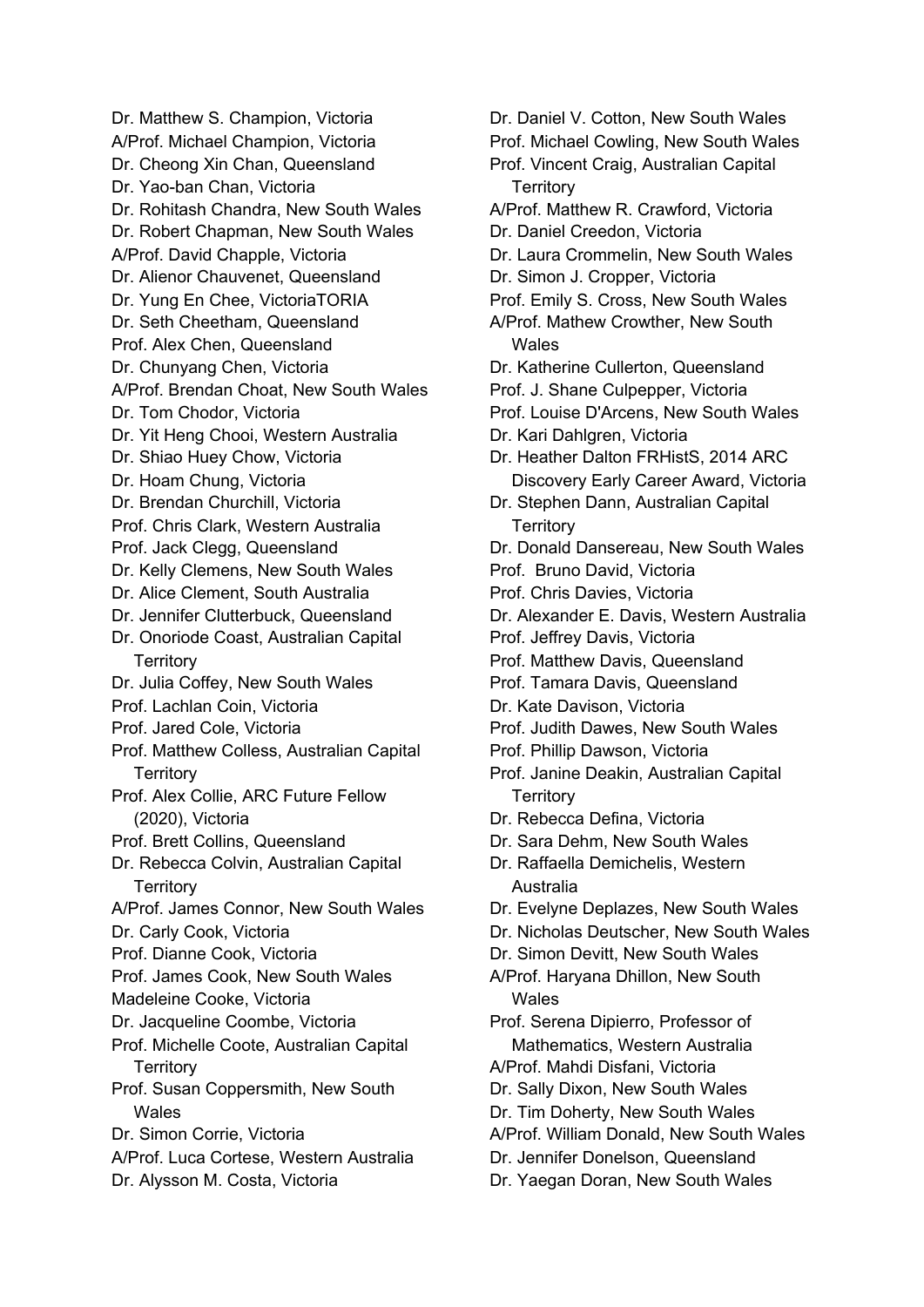Dr. Matthew S. Champion, Victoria
A/Prof. Michael Champion, Victoria
Dr. Cheong Xin Chan, Queensland
Dr. Yao-ban Chan, Victoria
Dr. Rohitash Chandra, New South Wales
Dr. Robert Chapman, New South Wales
A/Prof. David Chapple, Victoria
Dr. Alienor Chauvenet, Queensland
Dr. Yung En Chee, VictoriaTORIA
Dr. Seth Cheetham, Queensland
Prof. Alex Chen, Queensland
Dr. Chunyang Chen, Victoria
A/Prof. Brendan Choat, New South Wales
Dr. Tom Chodor, Victoria
Dr. Yit Heng Chooi, Western Australia
Dr. Shiao Huey Chow, Victoria
Dr. Hoam Chung, Victoria
Dr. Brendan Churchill, Victoria
Prof. Chris Clark, Western Australia
Prof. Jack Clegg, Queensland
Dr. Kelly Clemens, New South Wales
Dr. Alice Clement, South Australia
Dr. Jennifer Clutterbuck, Queensland
Dr. Onoriode Coast, Australian Capital Territory
Dr. Julia Coffey, New South Wales
Prof. Lachlan Coin, Victoria
Prof. Jared Cole, Victoria
Prof. Matthew Colless, Australian Capital Territory
Prof. Alex Collie, ARC Future Fellow (2020), Victoria
Prof. Brett Collins, Queensland
Dr. Rebecca Colvin, Australian Capital Territory
A/Prof. James Connor, New South Wales
Dr. Carly Cook, Victoria
Prof. Dianne Cook, Victoria
Prof. James Cook, New South Wales
Madeleine Cooke, Victoria
Dr. Jacqueline Coombe, Victoria
Prof. Michelle Coote, Australian Capital Territory
Prof. Susan Coppersmith, New South Wales
Dr. Simon Corrie, Victoria
A/Prof. Luca Cortese, Western Australia
Dr. Alysson M. Costa, Victoria
Dr. Daniel V. Cotton, New South Wales
Prof. Michael Cowling, New South Wales
Prof. Vincent Craig, Australian Capital Territory
A/Prof. Matthew R. Crawford, Victoria
Dr. Daniel Creedon, Victoria
Dr. Laura Crommelin, New South Wales
Dr. Simon J. Cropper, Victoria
Prof. Emily S. Cross, New South Wales
A/Prof. Mathew Crowther, New South Wales
Dr. Katherine Cullerton, Queensland
Prof. J. Shane Culpepper, Victoria
Prof. Louise D'Arcens, New South Wales
Dr. Kari Dahlgren, Victoria
Dr. Heather Dalton FRHistS, 2014 ARC Discovery Early Career Award, Victoria
Dr. Stephen Dann, Australian Capital Territory
Dr. Donald Dansereau, New South Wales
Prof.  Bruno David, Victoria
Prof. Chris Davies, Victoria
Dr. Alexander E. Davis, Western Australia
Prof. Jeffrey Davis, Victoria
Prof. Matthew Davis, Queensland
Prof. Tamara Davis, Queensland
Dr. Kate Davison, Victoria
Prof. Judith Dawes, New South Wales
Prof. Phillip Dawson, Victoria
Prof. Janine Deakin, Australian Capital Territory
Dr. Rebecca Defina, Victoria
Dr. Sara Dehm, New South Wales
Dr. Raffaella Demichelis, Western Australia
Dr. Evelyne Deplazes, New South Wales
Dr. Nicholas Deutscher, New South Wales
Dr. Simon Devitt, New South Wales
A/Prof. Haryana Dhillon, New South Wales
Prof. Serena Dipierro, Professor of Mathematics, Western Australia
A/Prof. Mahdi Disfani, Victoria
Dr. Sally Dixon, New South Wales
Dr. Tim Doherty, New South Wales
A/Prof. William Donald, New South Wales
Dr. Jennifer Donelson, Queensland
Dr. Yaegan Doran, New South Wales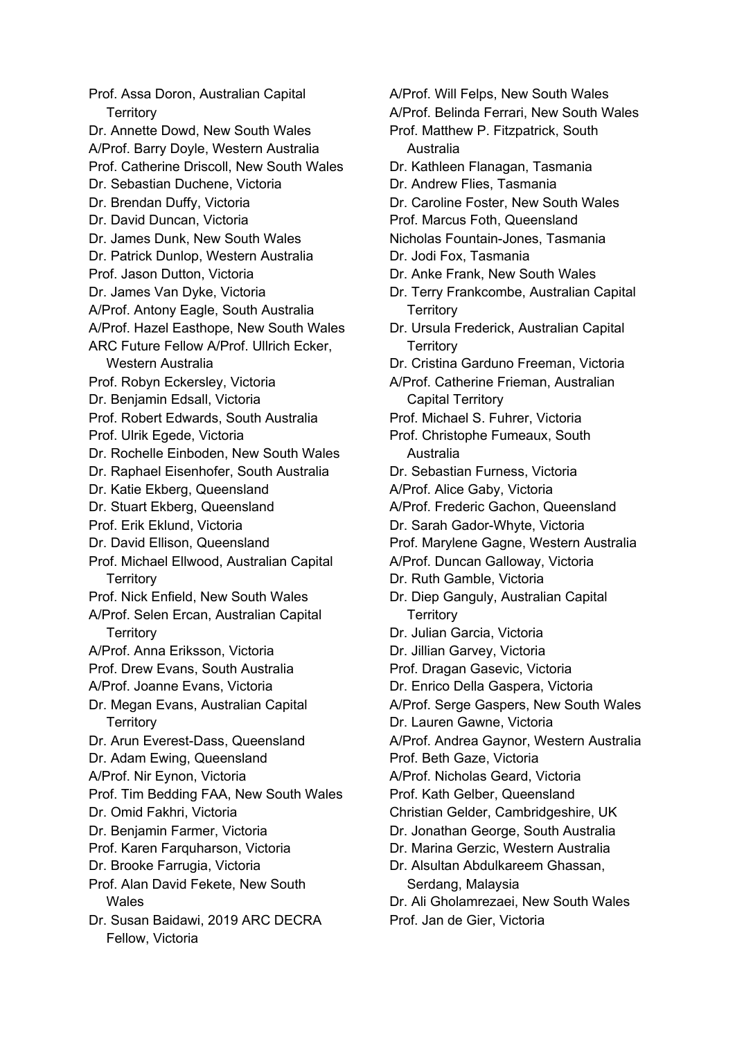Prof. Assa Doron, Australian Capital Territory
Dr. Annette Dowd, New South Wales
A/Prof. Barry Doyle, Western Australia
Prof. Catherine Driscoll, New South Wales
Dr. Sebastian Duchene, Victoria
Dr. Brendan Duffy, Victoria
Dr. David Duncan, Victoria
Dr. James Dunk, New South Wales
Dr. Patrick Dunlop, Western Australia
Prof. Jason Dutton, Victoria
Dr. James Van Dyke, Victoria
A/Prof. Antony Eagle, South Australia
A/Prof. Hazel Easthope, New South Wales
ARC Future Fellow A/Prof. Ullrich Ecker, Western Australia
Prof. Robyn Eckersley, Victoria
Dr. Benjamin Edsall, Victoria
Prof. Robert Edwards, South Australia
Prof. Ulrik Egede, Victoria
Dr. Rochelle Einboden, New South Wales
Dr. Raphael Eisenhofer, South Australia
Dr. Katie Ekberg, Queensland
Dr. Stuart Ekberg, Queensland
Prof. Erik Eklund, Victoria
Dr. David Ellison, Queensland
Prof. Michael Ellwood, Australian Capital Territory
Prof. Nick Enfield, New South Wales
A/Prof. Selen Ercan, Australian Capital Territory
A/Prof. Anna Eriksson, Victoria
Prof. Drew Evans, South Australia
A/Prof. Joanne Evans, Victoria
Dr. Megan Evans, Australian Capital Territory
Dr. Arun Everest-Dass, Queensland
Dr. Adam Ewing, Queensland
A/Prof. Nir Eynon, Victoria
Prof. Tim Bedding FAA, New South Wales
Dr. Omid Fakhri, Victoria
Dr. Benjamin Farmer, Victoria
Prof. Karen Farquharson, Victoria
Dr. Brooke Farrugia, Victoria
Prof. Alan David Fekete, New South Wales
Dr. Susan Baidawi, 2019 ARC DECRA Fellow, Victoria
A/Prof. Will Felps, New South Wales
A/Prof. Belinda Ferrari, New South Wales
Prof. Matthew P. Fitzpatrick, South Australia
Dr. Kathleen Flanagan, Tasmania
Dr. Andrew Flies, Tasmania
Dr. Caroline Foster, New South Wales
Prof. Marcus Foth, Queensland
Nicholas Fountain-Jones, Tasmania
Dr. Jodi Fox, Tasmania
Dr. Anke Frank, New South Wales
Dr. Terry Frankcombe, Australian Capital Territory
Dr. Ursula Frederick, Australian Capital Territory
Dr. Cristina Garduno Freeman, Victoria
A/Prof. Catherine Frieman, Australian Capital Territory
Prof. Michael S. Fuhrer, Victoria
Prof. Christophe Fumeaux, South Australia
Dr. Sebastian Furness, Victoria
A/Prof. Alice Gaby, Victoria
A/Prof. Frederic Gachon, Queensland
Dr. Sarah Gador-Whyte, Victoria
Prof. Marylene Gagne, Western Australia
A/Prof. Duncan Galloway, Victoria
Dr. Ruth Gamble, Victoria
Dr. Diep Ganguly, Australian Capital Territory
Dr. Julian Garcia, Victoria
Dr. Jillian Garvey, Victoria
Prof. Dragan Gasevic, Victoria
Dr. Enrico Della Gaspera, Victoria
A/Prof. Serge Gaspers, New South Wales
Dr. Lauren Gawne, Victoria
A/Prof. Andrea Gaynor, Western Australia
Prof. Beth Gaze, Victoria
A/Prof. Nicholas Geard, Victoria
Prof. Kath Gelber, Queensland
Christian Gelder, Cambridgeshire, UK
Dr. Jonathan George, South Australia
Dr. Marina Gerzic, Western Australia
Dr. Alsultan Abdulkareem Ghassan, Serdang, Malaysia
Dr. Ali Gholamrezaei, New South Wales
Prof. Jan de Gier, Victoria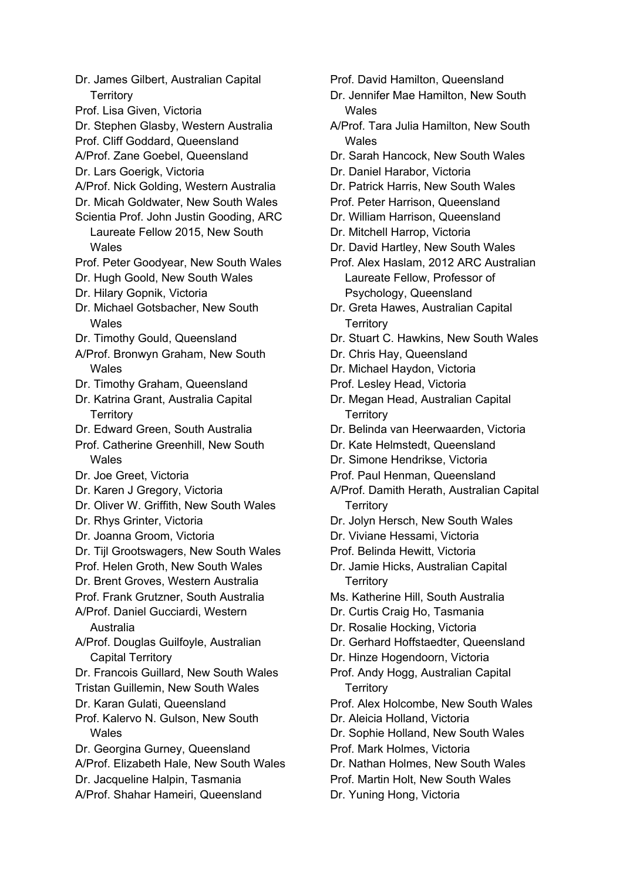Dr. James Gilbert, Australian Capital Territory
Prof. Lisa Given, Victoria
Dr. Stephen Glasby, Western Australia
Prof. Cliff Goddard, Queensland
A/Prof. Zane Goebel, Queensland
Dr. Lars Goerigk, Victoria
A/Prof. Nick Golding, Western Australia
Dr. Micah Goldwater, New South Wales
Scientia Prof. John Justin Gooding, ARC Laureate Fellow 2015, New South Wales
Prof. Peter Goodyear, New South Wales
Dr. Hugh Goold, New South Wales
Dr. Hilary Gopnik, Victoria
Dr. Michael Gotsbacher, New South Wales
Dr. Timothy Gould, Queensland
A/Prof. Bronwyn Graham, New South Wales
Dr. Timothy Graham, Queensland
Dr. Katrina Grant, Australia Capital Territory
Dr. Edward Green, South Australia
Prof. Catherine Greenhill, New South Wales
Dr. Joe Greet, Victoria
Dr. Karen J Gregory, Victoria
Dr. Oliver W. Griffith, New South Wales
Dr. Rhys Grinter, Victoria
Dr. Joanna Groom, Victoria
Dr. Tijl Grootswagers, New South Wales
Prof. Helen Groth, New South Wales
Dr. Brent Groves, Western Australia
Prof. Frank Grutzner, South Australia
A/Prof. Daniel Gucciardi, Western Australia
A/Prof. Douglas Guilfoyle, Australian Capital Territory
Dr. Francois Guillard, New South Wales
Tristan Guillemin, New South Wales
Dr. Karan Gulati, Queensland
Prof. Kalervo N. Gulson, New South Wales
Dr. Georgina Gurney, Queensland
A/Prof. Elizabeth Hale, New South Wales
Dr. Jacqueline Halpin, Tasmania
A/Prof. Shahar Hameiri, Queensland
Prof. David Hamilton, Queensland
Dr. Jennifer Mae Hamilton, New South Wales
A/Prof. Tara Julia Hamilton, New South Wales
Dr. Sarah Hancock, New South Wales
Dr. Daniel Harabor, Victoria
Dr. Patrick Harris, New South Wales
Prof. Peter Harrison, Queensland
Dr. William Harrison, Queensland
Dr. Mitchell Harrop, Victoria
Dr. David Hartley, New South Wales
Prof. Alex Haslam, 2012 ARC Australian Laureate Fellow, Professor of Psychology, Queensland
Dr. Greta Hawes, Australian Capital Territory
Dr. Stuart C. Hawkins, New South Wales
Dr. Chris Hay, Queensland
Dr. Michael Haydon, Victoria
Prof. Lesley Head, Victoria
Dr. Megan Head, Australian Capital Territory
Dr. Belinda van Heerwaarden, Victoria
Dr. Kate Helmstedt, Queensland
Dr. Simone Hendrikse, Victoria
Prof. Paul Henman, Queensland
A/Prof. Damith Herath, Australian Capital Territory
Dr. Jolyn Hersch, New South Wales
Dr. Viviane Hessami, Victoria
Prof. Belinda Hewitt, Victoria
Dr. Jamie Hicks, Australian Capital Territory
Ms. Katherine Hill, South Australia
Dr. Curtis Craig Ho, Tasmania
Dr. Rosalie Hocking, Victoria
Dr. Gerhard Hoffstaedter, Queensland
Dr. Hinze Hogendoorn, Victoria
Prof. Andy Hogg, Australian Capital Territory
Prof. Alex Holcombe, New South Wales
Dr. Aleicia Holland, Victoria
Dr. Sophie Holland, New South Wales
Prof. Mark Holmes, Victoria
Dr. Nathan Holmes, New South Wales
Prof. Martin Holt, New South Wales
Dr. Yuning Hong, Victoria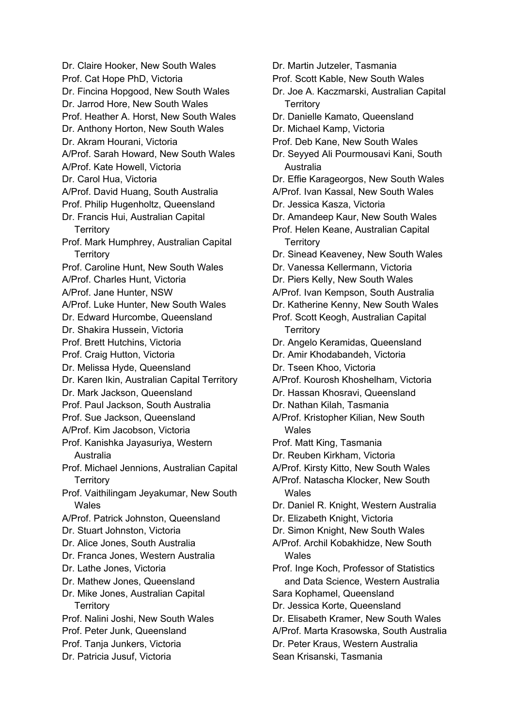Dr. Claire Hooker, New South Wales
Prof. Cat Hope PhD, Victoria
Dr. Fincina Hopgood, New South Wales
Dr. Jarrod Hore, New South Wales
Prof. Heather A. Horst, New South Wales
Dr. Anthony Horton, New South Wales
Dr. Akram Hourani, Victoria
A/Prof. Sarah Howard, New South Wales
A/Prof. Kate Howell, Victoria
Dr. Carol Hua, Victoria
A/Prof. David Huang, South Australia
Prof. Philip Hugenholtz, Queensland
Dr. Francis Hui, Australian Capital Territory
Prof. Mark Humphrey, Australian Capital Territory
Prof. Caroline Hunt, New South Wales
A/Prof. Charles Hunt, Victoria
A/Prof. Jane Hunter, NSW
A/Prof. Luke Hunter, New South Wales
Dr. Edward Hurcombe, Queensland
Dr. Shakira Hussein, Victoria
Prof. Brett Hutchins, Victoria
Prof. Craig Hutton, Victoria
Dr. Melissa Hyde, Queensland
Dr. Karen Ikin, Australian Capital Territory
Dr. Mark Jackson, Queensland
Prof. Paul Jackson, South Australia
Prof. Sue Jackson, Queensland
A/Prof. Kim Jacobson, Victoria
Prof. Kanishka Jayasuriya, Western Australia
Prof. Michael Jennions, Australian Capital Territory
Prof. Vaithilingam Jeyakumar, New South Wales
A/Prof. Patrick Johnston, Queensland
Dr. Stuart Johnston, Victoria
Dr. Alice Jones, South Australia
Dr. Franca Jones, Western Australia
Dr. Lathe Jones, Victoria
Dr. Mathew Jones, Queensland
Dr. Mike Jones, Australian Capital Territory
Prof. Nalini Joshi, New South Wales
Prof. Peter Junk, Queensland
Prof. Tanja Junkers, Victoria
Dr. Patricia Jusuf, Victoria
Dr. Martin Jutzeler, Tasmania
Prof. Scott Kable, New South Wales
Dr. Joe A. Kaczmarski, Australian Capital Territory
Dr. Danielle Kamato, Queensland
Dr. Michael Kamp, Victoria
Prof. Deb Kane, New South Wales
Dr. Seyyed Ali Pourmousavi Kani, South Australia
Dr. Effie Karageorgos, New South Wales
A/Prof. Ivan Kassal, New South Wales
Dr. Jessica Kasza, Victoria
Dr. Amandeep Kaur, New South Wales
Prof. Helen Keane, Australian Capital Territory
Dr. Sinead Keaveney, New South Wales
Dr. Vanessa Kellermann, Victoria
Dr. Piers Kelly, New South Wales
A/Prof. Ivan Kempson, South Australia
Dr. Katherine Kenny, New South Wales
Prof. Scott Keogh, Australian Capital Territory
Dr. Angelo Keramidas, Queensland
Dr. Amir Khodabandeh, Victoria
Dr. Tseen Khoo, Victoria
A/Prof. Kourosh Khoshelham, Victoria
Dr. Hassan Khosravi, Queensland
Dr. Nathan Kilah, Tasmania
A/Prof. Kristopher Kilian, New South Wales
Prof. Matt King, Tasmania
Dr. Reuben Kirkham, Victoria
A/Prof. Kirsty Kitto, New South Wales
A/Prof. Natascha Klocker, New South Wales
Dr. Daniel R. Knight, Western Australia
Dr. Elizabeth Knight, Victoria
Dr. Simon Knight, New South Wales
A/Prof. Archil Kobakhidze, New South Wales
Prof. Inge Koch, Professor of Statistics and Data Science, Western Australia
Sara Kophamel, Queensland
Dr. Jessica Korte, Queensland
Dr. Elisabeth Kramer, New South Wales
A/Prof. Marta Krasowska, South Australia
Dr. Peter Kraus, Western Australia
Sean Krisanski, Tasmania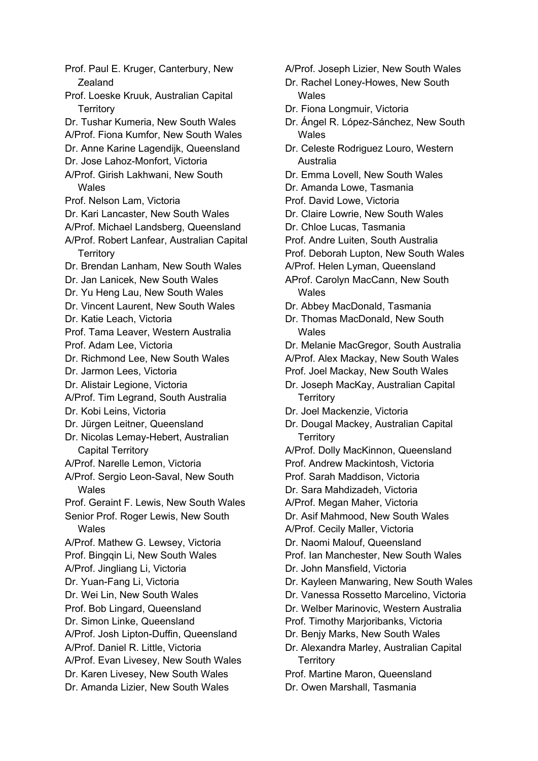Prof. Paul E. Kruger, Canterbury, New Zealand
Prof. Loeske Kruuk, Australian Capital Territory
Dr. Tushar Kumeria, New South Wales
A/Prof. Fiona Kumfor, New South Wales
Dr. Anne Karine Lagendijk, Queensland
Dr. Jose Lahoz-Monfort, Victoria
A/Prof. Girish Lakhwani, New South Wales
Prof. Nelson Lam, Victoria
Dr. Kari Lancaster, New South Wales
A/Prof. Michael Landsberg, Queensland
A/Prof. Robert Lanfear, Australian Capital Territory
Dr. Brendan Lanham, New South Wales
Dr. Jan Lanicek, New South Wales
Dr. Yu Heng Lau, New South Wales
Dr. Vincent Laurent, New South Wales
Dr. Katie Leach, Victoria
Prof. Tama Leaver, Western Australia
Prof. Adam Lee, Victoria
Dr. Richmond Lee, New South Wales
Dr. Jarmon Lees, Victoria
Dr. Alistair Legione, Victoria
A/Prof. Tim Legrand, South Australia
Dr. Kobi Leins, Victoria
Dr. Jürgen Leitner, Queensland
Dr. Nicolas Lemay-Hebert, Australian Capital Territory
A/Prof. Narelle Lemon, Victoria
A/Prof. Sergio Leon-Saval, New South Wales
Prof. Geraint F. Lewis, New South Wales
Senior Prof. Roger Lewis, New South Wales
A/Prof. Mathew G. Lewsey, Victoria
Prof. Bingqin Li, New South Wales
A/Prof. Jingliang Li, Victoria
Dr. Yuan-Fang Li, Victoria
Dr. Wei Lin, New South Wales
Prof. Bob Lingard, Queensland
Dr. Simon Linke, Queensland
A/Prof. Josh Lipton-Duffin, Queensland
A/Prof. Daniel R. Little, Victoria
A/Prof. Evan Livesey, New South Wales
Dr. Karen Livesey, New South Wales
Dr. Amanda Lizier, New South Wales
A/Prof. Joseph Lizier, New South Wales
Dr. Rachel Loney-Howes, New South Wales
Dr. Fiona Longmuir, Victoria
Dr. Ángel R. López-Sánchez, New South Wales
Dr. Celeste Rodriguez Louro, Western Australia
Dr. Emma Lovell, New South Wales
Dr. Amanda Lowe, Tasmania
Prof. David Lowe, Victoria
Dr. Claire Lowrie, New South Wales
Dr. Chloe Lucas, Tasmania
Prof. Andre Luiten, South Australia
Prof. Deborah Lupton, New South Wales
A/Prof. Helen Lyman, Queensland
AProf. Carolyn MacCann, New South Wales
Dr. Abbey MacDonald, Tasmania
Dr. Thomas MacDonald, New South Wales
Dr. Melanie MacGregor, South Australia
A/Prof. Alex Mackay, New South Wales
Prof. Joel Mackay, New South Wales
Dr. Joseph MacKay, Australian Capital Territory
Dr. Joel Mackenzie, Victoria
Dr. Dougal Mackey, Australian Capital Territory
A/Prof. Dolly MacKinnon, Queensland
Prof. Andrew Mackintosh, Victoria
Prof. Sarah Maddison, Victoria
Dr. Sara Mahdizadeh, Victoria
A/Prof. Megan Maher, Victoria
Dr. Asif Mahmood, New South Wales
A/Prof. Cecily Maller, Victoria
Dr. Naomi Malouf, Queensland
Prof. Ian Manchester, New South Wales
Dr. John Mansfield, Victoria
Dr. Kayleen Manwaring, New South Wales
Dr. Vanessa Rossetto Marcelino, Victoria
Dr. Welber Marinovic, Western Australia
Prof. Timothy Marjoribanks, Victoria
Dr. Benjy Marks, New South Wales
Dr. Alexandra Marley, Australian Capital Territory
Prof. Martine Maron, Queensland
Dr. Owen Marshall, Tasmania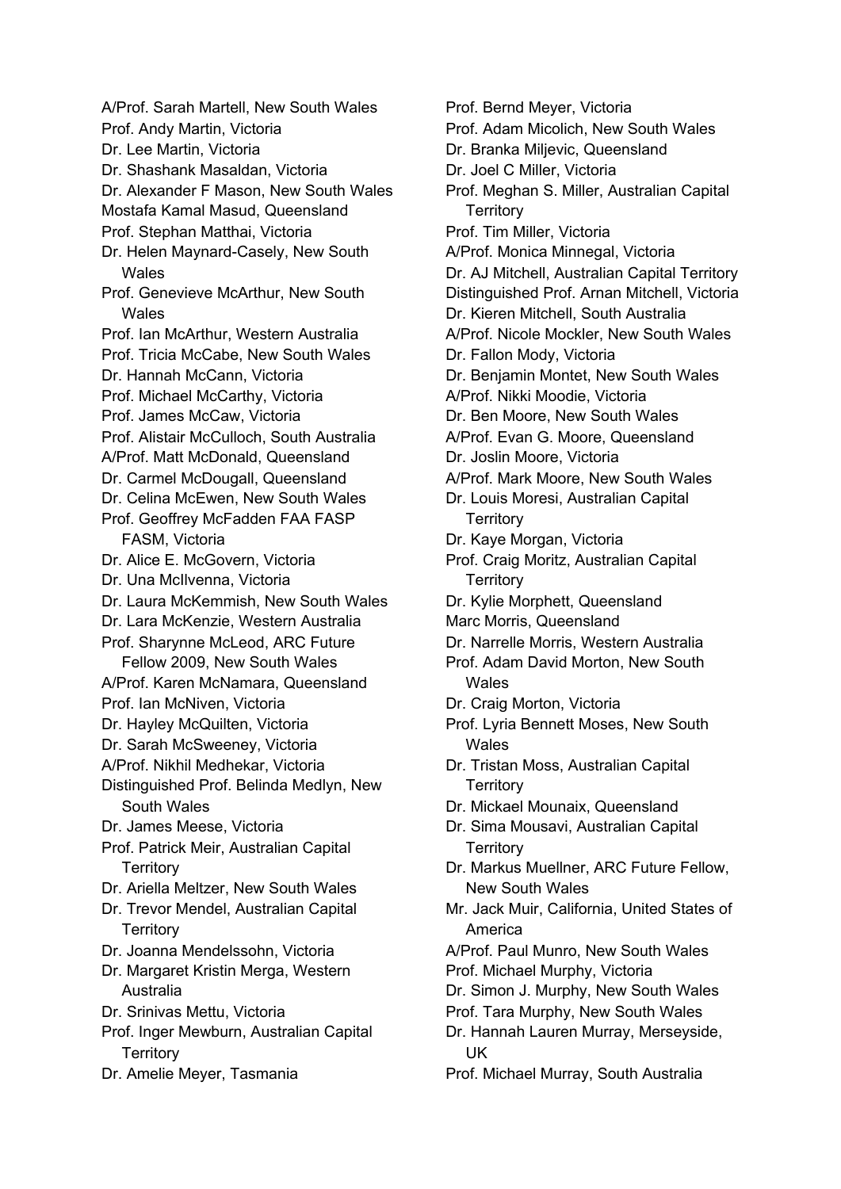A/Prof. Sarah Martell, New South Wales
Prof. Andy Martin, Victoria
Dr. Lee Martin, Victoria
Dr. Shashank Masaldan, Victoria
Dr. Alexander F Mason, New South Wales
Mostafa Kamal Masud, Queensland
Prof. Stephan Matthai, Victoria
Dr. Helen Maynard-Casely, New South Wales
Prof. Genevieve McArthur, New South Wales
Prof. Ian McArthur, Western Australia
Prof. Tricia McCabe, New South Wales
Dr. Hannah McCann, Victoria
Prof. Michael McCarthy, Victoria
Prof. James McCaw, Victoria
Prof. Alistair McCulloch, South Australia
A/Prof. Matt McDonald, Queensland
Dr. Carmel McDougall, Queensland
Dr. Celina McEwen, New South Wales
Prof. Geoffrey McFadden FAA FASP FASM, Victoria
Dr. Alice E. McGovern, Victoria
Dr. Una McIlvenna, Victoria
Dr. Laura McKemmish, New South Wales
Dr. Lara McKenzie, Western Australia
Prof. Sharynne McLeod, ARC Future Fellow 2009, New South Wales
A/Prof. Karen McNamara, Queensland
Prof. Ian McNiven, Victoria
Dr. Hayley McQuilten, Victoria
Dr. Sarah McSweeney, Victoria
A/Prof. Nikhil Medhekar, Victoria
Distinguished Prof. Belinda Medlyn, New South Wales
Dr. James Meese, Victoria
Prof. Patrick Meir, Australian Capital Territory
Dr. Ariella Meltzer, New South Wales
Dr. Trevor Mendel, Australian Capital Territory
Dr. Joanna Mendelssohn, Victoria
Dr. Margaret Kristin Merga, Western Australia
Dr. Srinivas Mettu, Victoria
Prof. Inger Mewburn, Australian Capital Territory
Dr. Amelie Meyer, Tasmania
Prof. Bernd Meyer, Victoria
Prof. Adam Micolich, New South Wales
Dr. Branka Miljevic, Queensland
Dr. Joel C Miller, Victoria
Prof. Meghan S. Miller, Australian Capital Territory
Prof. Tim Miller, Victoria
A/Prof. Monica Minnegal, Victoria
Dr. AJ Mitchell, Australian Capital Territory
Distinguished Prof. Arnan Mitchell, Victoria
Dr. Kieren Mitchell, South Australia
A/Prof. Nicole Mockler, New South Wales
Dr. Fallon Mody, Victoria
Dr. Benjamin Montet, New South Wales
A/Prof. Nikki Moodie, Victoria
Dr. Ben Moore, New South Wales
A/Prof. Evan G. Moore, Queensland
Dr. Joslin Moore, Victoria
A/Prof. Mark Moore, New South Wales
Dr. Louis Moresi, Australian Capital Territory
Dr. Kaye Morgan, Victoria
Prof. Craig Moritz, Australian Capital Territory
Dr. Kylie Morphett, Queensland
Marc Morris, Queensland
Dr. Narrelle Morris, Western Australia
Prof. Adam David Morton, New South Wales
Dr. Craig Morton, Victoria
Prof. Lyria Bennett Moses, New South Wales
Dr. Tristan Moss, Australian Capital Territory
Dr. Mickael Mounaix, Queensland
Dr. Sima Mousavi, Australian Capital Territory
Dr. Markus Muellner, ARC Future Fellow, New South Wales
Mr. Jack Muir, California, United States of America
A/Prof. Paul Munro, New South Wales
Prof. Michael Murphy, Victoria
Dr. Simon J. Murphy, New South Wales
Prof. Tara Murphy, New South Wales
Dr. Hannah Lauren Murray, Merseyside, UK
Prof. Michael Murray, South Australia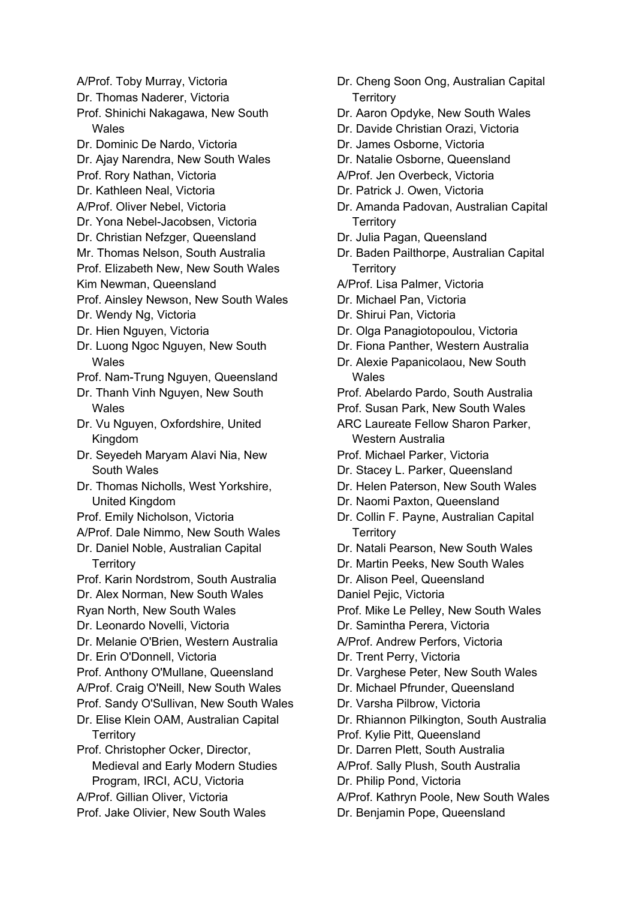A/Prof. Toby Murray, Victoria
Dr. Thomas Naderer, Victoria
Prof. Shinichi Nakagawa, New South Wales
Dr. Dominic De Nardo, Victoria
Dr. Ajay Narendra, New South Wales
Prof. Rory Nathan, Victoria
Dr. Kathleen Neal, Victoria
A/Prof. Oliver Nebel, Victoria
Dr. Yona Nebel-Jacobsen, Victoria
Dr. Christian Nefzger, Queensland
Mr. Thomas Nelson, South Australia
Prof. Elizabeth New, New South Wales
Kim Newman, Queensland
Prof. Ainsley Newson, New South Wales
Dr. Wendy Ng, Victoria
Dr. Hien Nguyen, Victoria
Dr. Luong Ngoc Nguyen, New South Wales
Prof. Nam-Trung Nguyen, Queensland
Dr. Thanh Vinh Nguyen, New South Wales
Dr. Vu Nguyen, Oxfordshire, United Kingdom
Dr. Seyedeh Maryam Alavi Nia, New South Wales
Dr. Thomas Nicholls, West Yorkshire, United Kingdom
Prof. Emily Nicholson, Victoria
A/Prof. Dale Nimmo, New South Wales
Dr. Daniel Noble, Australian Capital Territory
Prof. Karin Nordstrom, South Australia
Dr. Alex Norman, New South Wales
Ryan North, New South Wales
Dr. Leonardo Novelli, Victoria
Dr. Melanie O'Brien, Western Australia
Dr. Erin O'Donnell, Victoria
Prof. Anthony O'Mullane, Queensland
A/Prof. Craig O'Neill, New South Wales
Prof. Sandy O'Sullivan, New South Wales
Dr. Elise Klein OAM, Australian Capital Territory
Prof. Christopher Ocker, Director, Medieval and Early Modern Studies Program, IRCI, ACU, Victoria
A/Prof. Gillian Oliver, Victoria
Prof. Jake Olivier, New South Wales
Dr. Cheng Soon Ong, Australian Capital Territory
Dr. Aaron Opdyke, New South Wales
Dr. Davide Christian Orazi, Victoria
Dr. James Osborne, Victoria
Dr. Natalie Osborne, Queensland
A/Prof. Jen Overbeck, Victoria
Dr. Patrick J. Owen, Victoria
Dr. Amanda Padovan, Australian Capital Territory
Dr. Julia Pagan, Queensland
Dr. Baden Pailthorpe, Australian Capital Territory
A/Prof. Lisa Palmer, Victoria
Dr. Michael Pan, Victoria
Dr. Shirui Pan, Victoria
Dr. Olga Panagiotopoulou, Victoria
Dr. Fiona Panther, Western Australia
Dr. Alexie Papanicolaou, New South Wales
Prof. Abelardo Pardo, South Australia
Prof. Susan Park, New South Wales
ARC Laureate Fellow Sharon Parker, Western Australia
Prof. Michael Parker, Victoria
Dr. Stacey L. Parker, Queensland
Dr. Helen Paterson, New South Wales
Dr. Naomi Paxton, Queensland
Dr. Collin F. Payne, Australian Capital Territory
Dr. Natali Pearson, New South Wales
Dr. Martin Peeks, New South Wales
Dr. Alison Peel, Queensland
Daniel Pejic, Victoria
Prof. Mike Le Pelley, New South Wales
Dr. Samintha Perera, Victoria
A/Prof. Andrew Perfors, Victoria
Dr. Trent Perry, Victoria
Dr. Varghese Peter, New South Wales
Dr. Michael Pfrunder, Queensland
Dr. Varsha Pilbrow, Victoria
Dr. Rhiannon Pilkington, South Australia
Prof. Kylie Pitt, Queensland
Dr. Darren Plett, South Australia
A/Prof. Sally Plush, South Australia
Dr. Philip Pond, Victoria
A/Prof. Kathryn Poole, New South Wales
Dr. Benjamin Pope, Queensland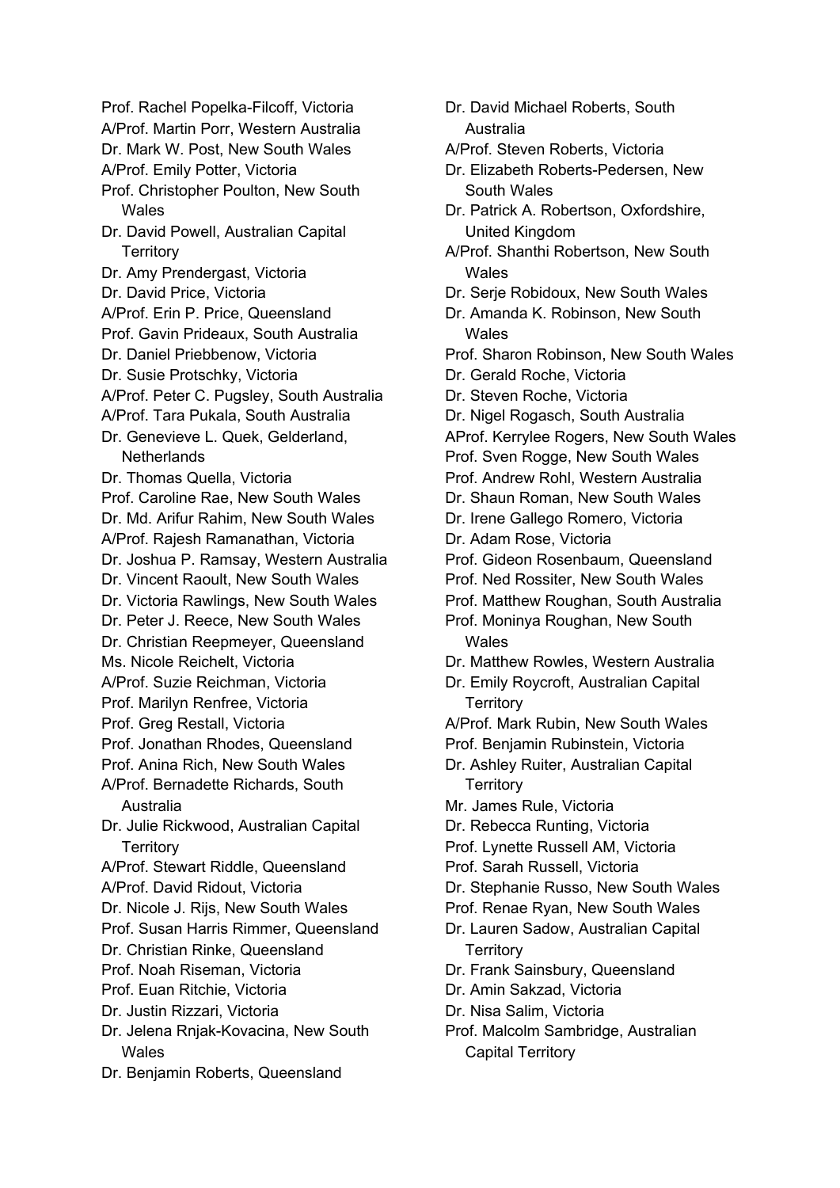Prof. Rachel Popelka-Filcoff, Victoria
A/Prof. Martin Porr, Western Australia
Dr. Mark W. Post, New South Wales
A/Prof. Emily Potter, Victoria
Prof. Christopher Poulton, New South Wales
Dr. David Powell, Australian Capital Territory
Dr. Amy Prendergast, Victoria
Dr. David Price, Victoria
A/Prof. Erin P. Price, Queensland
Prof. Gavin Prideaux, South Australia
Dr. Daniel Priebbenow, Victoria
Dr. Susie Protschky, Victoria
A/Prof. Peter C. Pugsley, South Australia
A/Prof. Tara Pukala, South Australia
Dr. Genevieve L. Quek, Gelderland, Netherlands
Dr. Thomas Quella, Victoria
Prof. Caroline Rae, New South Wales
Dr. Md. Arifur Rahim, New South Wales
A/Prof. Rajesh Ramanathan, Victoria
Dr. Joshua P. Ramsay, Western Australia
Dr. Vincent Raoult, New South Wales
Dr. Victoria Rawlings, New South Wales
Dr. Peter J. Reece, New South Wales
Dr. Christian Reepmeyer, Queensland
Ms. Nicole Reichelt, Victoria
A/Prof. Suzie Reichman, Victoria
Prof. Marilyn Renfree, Victoria
Prof. Greg Restall, Victoria
Prof. Jonathan Rhodes, Queensland
Prof. Anina Rich, New South Wales
A/Prof. Bernadette Richards, South Australia
Dr. Julie Rickwood, Australian Capital Territory
A/Prof. Stewart Riddle, Queensland
A/Prof. David Ridout, Victoria
Dr. Nicole J. Rijs, New South Wales
Prof. Susan Harris Rimmer, Queensland
Dr. Christian Rinke, Queensland
Prof. Noah Riseman, Victoria
Prof. Euan Ritchie, Victoria
Dr. Justin Rizzari, Victoria
Dr. Jelena Rnjak-Kovacina, New South Wales
Dr. Benjamin Roberts, Queensland
Dr. David Michael Roberts, South Australia
A/Prof. Steven Roberts, Victoria
Dr. Elizabeth Roberts-Pedersen, New South Wales
Dr. Patrick A. Robertson, Oxfordshire, United Kingdom
A/Prof. Shanthi Robertson, New South Wales
Dr. Serje Robidoux, New South Wales
Dr. Amanda K. Robinson, New South Wales
Prof. Sharon Robinson, New South Wales
Dr. Gerald Roche, Victoria
Dr. Steven Roche, Victoria
Dr. Nigel Rogasch, South Australia
AProf. Kerrylee Rogers, New South Wales
Prof. Sven Rogge, New South Wales
Prof. Andrew Rohl, Western Australia
Dr. Shaun Roman, New South Wales
Dr. Irene Gallego Romero, Victoria
Dr. Adam Rose, Victoria
Prof. Gideon Rosenbaum, Queensland
Prof. Ned Rossiter, New South Wales
Prof. Matthew Roughan, South Australia
Prof. Moninya Roughan, New South Wales
Dr. Matthew Rowles, Western Australia
Dr. Emily Roycroft, Australian Capital Territory
A/Prof. Mark Rubin, New South Wales
Prof. Benjamin Rubinstein, Victoria
Dr. Ashley Ruiter, Australian Capital Territory
Mr. James Rule, Victoria
Dr. Rebecca Runting, Victoria
Prof. Lynette Russell AM, Victoria
Prof. Sarah Russell, Victoria
Dr. Stephanie Russo, New South Wales
Prof. Renae Ryan, New South Wales
Dr. Lauren Sadow, Australian Capital Territory
Dr. Frank Sainsbury, Queensland
Dr. Amin Sakzad, Victoria
Dr. Nisa Salim, Victoria
Prof. Malcolm Sambridge, Australian Capital Territory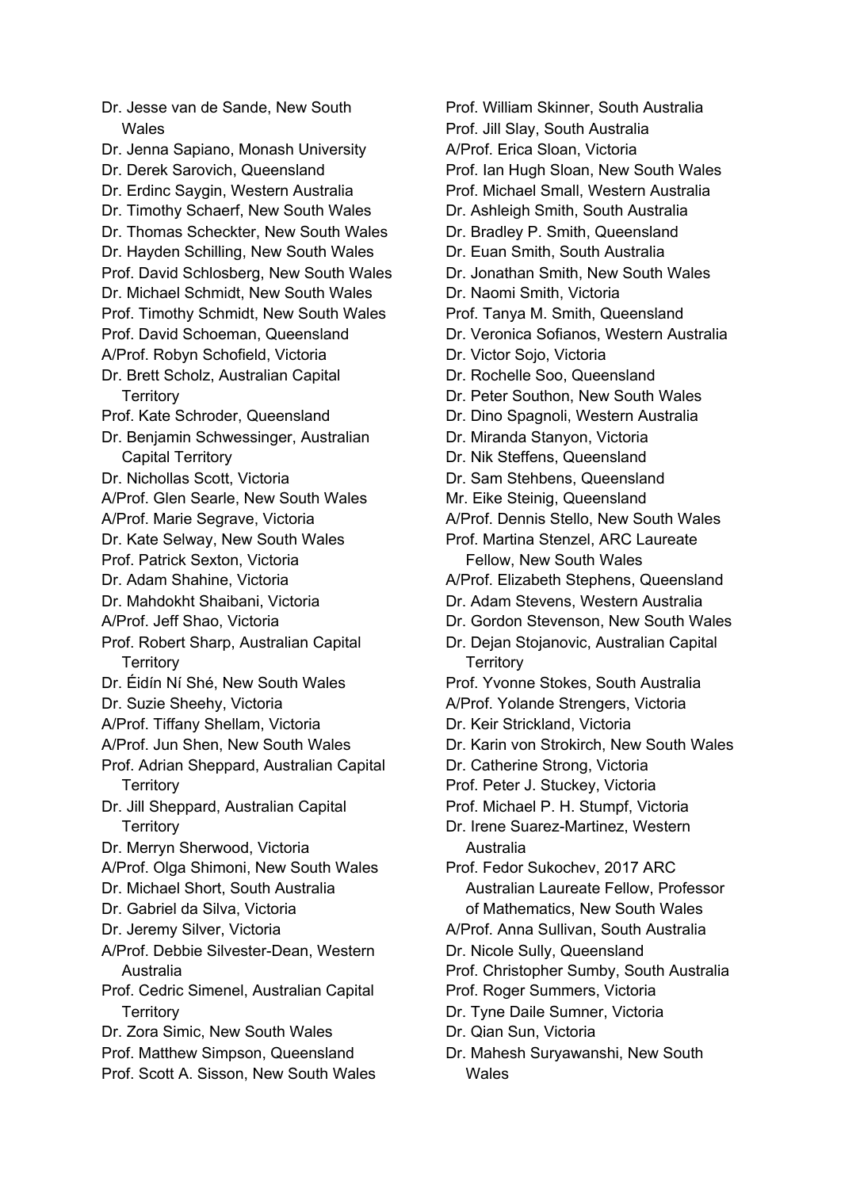Dr. Jesse van de Sande, New South Wales
Dr. Jenna Sapiano, Monash University
Dr. Derek Sarovich, Queensland
Dr. Erdinc Saygin, Western Australia
Dr. Timothy Schaerf, New South Wales
Dr. Thomas Scheckter, New South Wales
Dr. Hayden Schilling, New South Wales
Prof. David Schlosberg, New South Wales
Dr. Michael Schmidt, New South Wales
Prof. Timothy Schmidt, New South Wales
Prof. David Schoeman, Queensland
A/Prof. Robyn Schofield, Victoria
Dr. Brett Scholz, Australian Capital Territory
Prof. Kate Schroder, Queensland
Dr. Benjamin Schwessinger, Australian Capital Territory
Dr. Nichollas Scott, Victoria
A/Prof. Glen Searle, New South Wales
A/Prof. Marie Segrave, Victoria
Dr. Kate Selway, New South Wales
Prof. Patrick Sexton, Victoria
Dr. Adam Shahine, Victoria
Dr. Mahdokht Shaibani, Victoria
A/Prof. Jeff Shao, Victoria
Prof. Robert Sharp, Australian Capital Territory
Dr. Éidín Ní Shé, New South Wales
Dr. Suzie Sheehy, Victoria
A/Prof. Tiffany Shellam, Victoria
A/Prof. Jun Shen, New South Wales
Prof. Adrian Sheppard, Australian Capital Territory
Dr. Jill Sheppard, Australian Capital Territory
Dr. Merryn Sherwood, Victoria
A/Prof. Olga Shimoni, New South Wales
Dr. Michael Short, South Australia
Dr. Gabriel da Silva, Victoria
Dr. Jeremy Silver, Victoria
A/Prof. Debbie Silvester-Dean, Western Australia
Prof. Cedric Simenel, Australian Capital Territory
Dr. Zora Simic, New South Wales
Prof. Matthew Simpson, Queensland
Prof. Scott A. Sisson, New South Wales
Prof. William Skinner, South Australia
Prof. Jill Slay, South Australia
A/Prof. Erica Sloan, Victoria
Prof. Ian Hugh Sloan, New South Wales
Prof. Michael Small, Western Australia
Dr. Ashleigh Smith, South Australia
Dr. Bradley P. Smith, Queensland
Dr. Euan Smith, South Australia
Dr. Jonathan Smith, New South Wales
Dr. Naomi Smith, Victoria
Prof. Tanya M. Smith, Queensland
Dr. Veronica Sofianos, Western Australia
Dr. Victor Sojo, Victoria
Dr. Rochelle Soo, Queensland
Dr. Peter Southon, New South Wales
Dr. Dino Spagnoli, Western Australia
Dr. Miranda Stanyon, Victoria
Dr. Nik Steffens, Queensland
Dr. Sam Stehbens, Queensland
Mr. Eike Steinig, Queensland
A/Prof. Dennis Stello, New South Wales
Prof. Martina Stenzel, ARC Laureate Fellow, New South Wales
A/Prof. Elizabeth Stephens, Queensland
Dr. Adam Stevens, Western Australia
Dr. Gordon Stevenson, New South Wales
Dr. Dejan Stojanovic, Australian Capital Territory
Prof. Yvonne Stokes, South Australia
A/Prof. Yolande Strengers, Victoria
Dr. Keir Strickland, Victoria
Dr. Karin von Strokirch, New South Wales
Dr. Catherine Strong, Victoria
Prof. Peter J. Stuckey, Victoria
Prof. Michael P. H. Stumpf, Victoria
Dr. Irene Suarez-Martinez, Western Australia
Prof. Fedor Sukochev, 2017 ARC Australian Laureate Fellow, Professor of Mathematics, New South Wales
A/Prof. Anna Sullivan, South Australia
Dr. Nicole Sully, Queensland
Prof. Christopher Sumby, South Australia
Prof. Roger Summers, Victoria
Dr. Tyne Daile Sumner, Victoria
Dr. Qian Sun, Victoria
Dr. Mahesh Suryawanshi, New South Wales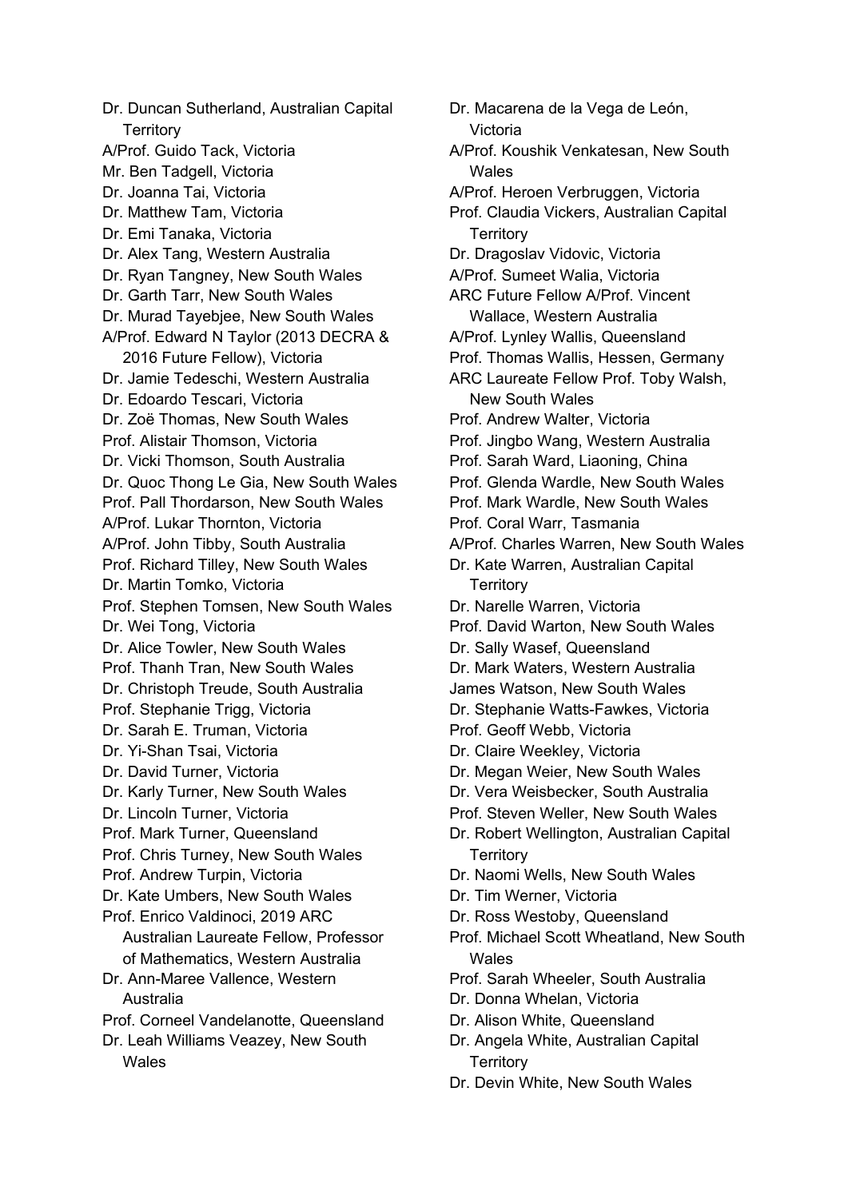Dr. Duncan Sutherland, Australian Capital Territory
A/Prof. Guido Tack, Victoria
Mr. Ben Tadgell, Victoria
Dr. Joanna Tai, Victoria
Dr. Matthew Tam, Victoria
Dr. Emi Tanaka, Victoria
Dr. Alex Tang, Western Australia
Dr. Ryan Tangney, New South Wales
Dr. Garth Tarr, New South Wales
Dr. Murad Tayebjee, New South Wales
A/Prof. Edward N Taylor (2013 DECRA & 2016 Future Fellow), Victoria
Dr. Jamie Tedeschi, Western Australia
Dr. Edoardo Tescari, Victoria
Dr. Zoë Thomas, New South Wales
Prof. Alistair Thomson, Victoria
Dr. Vicki Thomson, South Australia
Dr. Quoc Thong Le Gia, New South Wales
Prof. Pall Thordarson, New South Wales
A/Prof. Lukar Thornton, Victoria
A/Prof. John Tibby, South Australia
Prof. Richard Tilley, New South Wales
Dr. Martin Tomko, Victoria
Prof. Stephen Tomsen, New South Wales
Dr. Wei Tong, Victoria
Dr. Alice Towler, New South Wales
Prof. Thanh Tran, New South Wales
Dr. Christoph Treude, South Australia
Prof. Stephanie Trigg, Victoria
Dr. Sarah E. Truman, Victoria
Dr. Yi-Shan Tsai, Victoria
Dr. David Turner, Victoria
Dr. Karly Turner, New South Wales
Dr. Lincoln Turner, Victoria
Prof. Mark Turner, Queensland
Prof. Chris Turney, New South Wales
Prof. Andrew Turpin, Victoria
Dr. Kate Umbers, New South Wales
Prof. Enrico Valdinoci, 2019 ARC Australian Laureate Fellow, Professor of Mathematics, Western Australia
Dr. Ann-Maree Vallence, Western Australia
Prof. Corneel Vandelanotte, Queensland
Dr. Leah Williams Veazey, New South Wales
Dr. Macarena de la Vega de León, Victoria
A/Prof. Koushik Venkatesan, New South Wales
A/Prof. Heroen Verbruggen, Victoria
Prof. Claudia Vickers, Australian Capital Territory
Dr. Dragoslav Vidovic, Victoria
A/Prof. Sumeet Walia, Victoria
ARC Future Fellow A/Prof. Vincent Wallace, Western Australia
A/Prof. Lynley Wallis, Queensland
Prof. Thomas Wallis, Hessen, Germany
ARC Laureate Fellow Prof. Toby Walsh, New South Wales
Prof. Andrew Walter, Victoria
Prof. Jingbo Wang, Western Australia
Prof. Sarah Ward, Liaoning, China
Prof. Glenda Wardle, New South Wales
Prof. Mark Wardle, New South Wales
Prof. Coral Warr, Tasmania
A/Prof. Charles Warren, New South Wales
Dr. Kate Warren, Australian Capital Territory
Dr. Narelle Warren, Victoria
Prof. David Warton, New South Wales
Dr. Sally Wasef, Queensland
Dr. Mark Waters, Western Australia
James Watson, New South Wales
Dr. Stephanie Watts-Fawkes, Victoria
Prof. Geoff Webb, Victoria
Dr. Claire Weekley, Victoria
Dr. Megan Weier, New South Wales
Dr. Vera Weisbecker, South Australia
Prof. Steven Weller, New South Wales
Dr. Robert Wellington, Australian Capital Territory
Dr. Naomi Wells, New South Wales
Dr. Tim Werner, Victoria
Dr. Ross Westoby, Queensland
Prof. Michael Scott Wheatland, New South Wales
Prof. Sarah Wheeler, South Australia
Dr. Donna Whelan, Victoria
Dr. Alison White, Queensland
Dr. Angela White, Australian Capital Territory
Dr. Devin White, New South Wales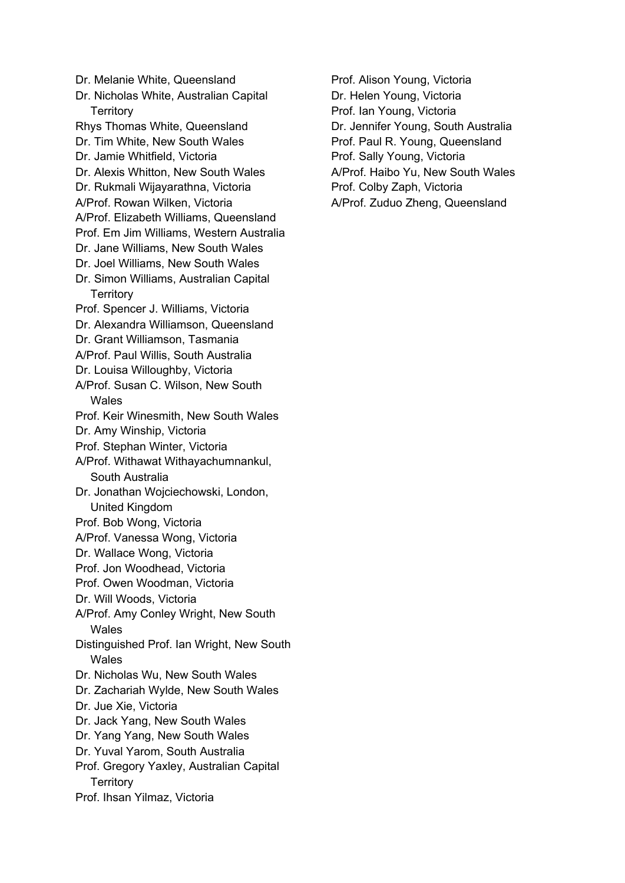Dr. Melanie White, Queensland
Dr. Nicholas White, Australian Capital Territory
Rhys Thomas White, Queensland
Dr. Tim White, New South Wales
Dr. Jamie Whitfield, Victoria
Dr. Alexis Whitton, New South Wales
Dr. Rukmali Wijayarathna, Victoria
A/Prof. Rowan Wilken, Victoria
A/Prof. Elizabeth Williams, Queensland
Prof. Em Jim Williams, Western Australia
Dr. Jane Williams, New South Wales
Dr. Joel Williams, New South Wales
Dr. Simon Williams, Australian Capital Territory
Prof. Spencer J. Williams, Victoria
Dr. Alexandra Williamson, Queensland
Dr. Grant Williamson, Tasmania
A/Prof. Paul Willis, South Australia
Dr. Louisa Willoughby, Victoria
A/Prof. Susan C. Wilson, New South Wales
Prof. Keir Winesmith, New South Wales
Dr. Amy Winship, Victoria
Prof. Stephan Winter, Victoria
A/Prof. Withawat Withayachumnankul, South Australia
Dr. Jonathan Wojciechowski, London, United Kingdom
Prof. Bob Wong, Victoria
A/Prof. Vanessa Wong, Victoria
Dr. Wallace Wong, Victoria
Prof. Jon Woodhead, Victoria
Prof. Owen Woodman, Victoria
Dr. Will Woods, Victoria
A/Prof. Amy Conley Wright, New South Wales
Distinguished Prof. Ian Wright, New South Wales
Dr. Nicholas Wu, New South Wales
Dr. Zachariah Wylde, New South Wales
Dr. Jue Xie, Victoria
Dr. Jack Yang, New South Wales
Dr. Yang Yang, New South Wales
Dr. Yuval Yarom, South Australia
Prof. Gregory Yaxley, Australian Capital Territory
Prof. Ihsan Yilmaz, Victoria
Prof. Alison Young, Victoria
Dr. Helen Young, Victoria
Prof. Ian Young, Victoria
Dr. Jennifer Young, South Australia
Prof. Paul R. Young, Queensland
Prof. Sally Young, Victoria
A/Prof. Haibo Yu, New South Wales
Prof. Colby Zaph, Victoria
A/Prof. Zuduo Zheng, Queensland